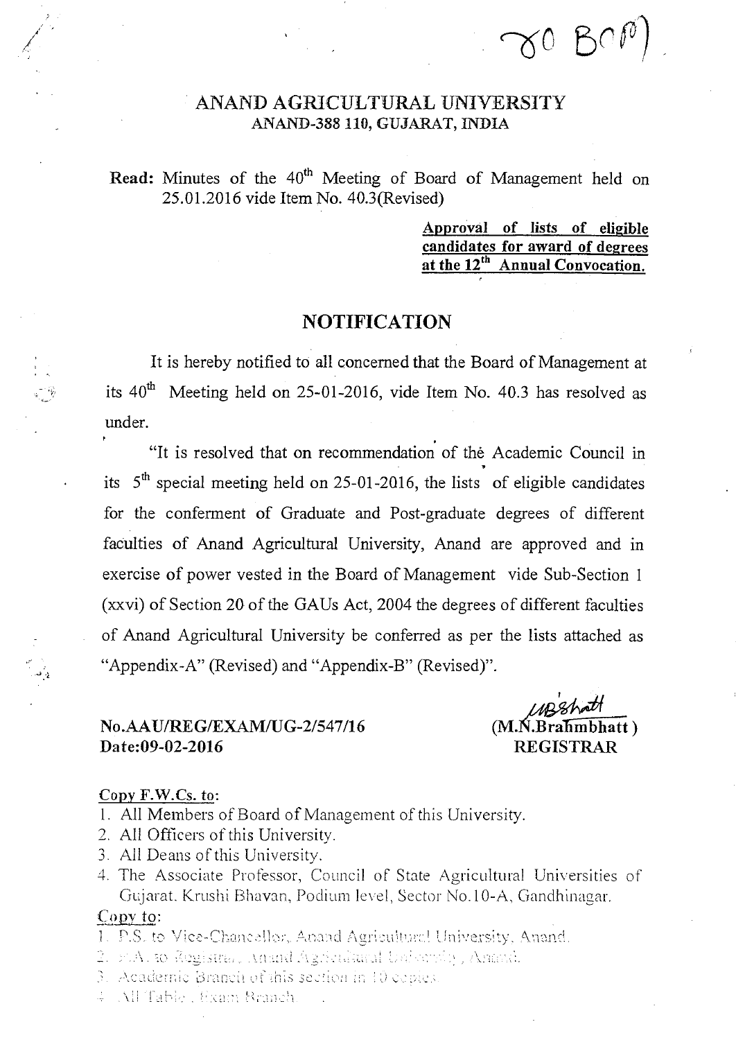# ANAND AGRICULTURAL UNIVERSITY

**ANAND-388 110, GUJARAT, INDIA**

**Read:** Minutes of the 40th Meeting of Board of Management held on 25.01.2016 vide Item No. 40.3(Revised)

**Approval of lists of eligible candidates for award of degrees at the 12th Annual Convocation.**

## NOTIFICATION

It is hereby notified to all concerned that the Board of Management at its 40th Meeting held on 25-01-2016, vide Item No. 40.3 has resolved as under.

"It is resolved that on recommendation of the Academic Council in its 5th special meeting held on 25-01-2016, the lists of eligible candidates for the conferment of Graduate and Post-graduate degrees of different faculties of Anand Agricultural University, Anand are approved and in exercise of power vested in the Board of Management vide Sub-Section 1 (xxvi) of Section 20 of the GAUs Act, 2004 the degrees of different faculties of Anand Agricultural University be conferred as per the lists attached as "Appendix-A" (Revised) and "Appendix-B" (Revised)".

**No.AAU/REG/EXAM/UG-2/547/16**
**Date:09-02-2016**

**(M.N.Brahmbhatt)**
**REGISTRAR**

**Copy F.W.Cs. to:**

1. All Members of Board of Management of this University.
2. All Officers of this University.
3. All Deans of this University.
4. The Associate Professor, Council of State Agricultural Universities of Gujarat, Krushi Bhavan, Podium level, Sector No.10-A, Gandhinagar.

**Copy to:**

1. P.S. to Vice-Chancellor, Anand Agricultural University, Anand.
2. P.A. to Registrar, Anand Agricultural University, Anand.
3. Academic Branch of this section in 10 copies.
4. All Table, Exam Branch.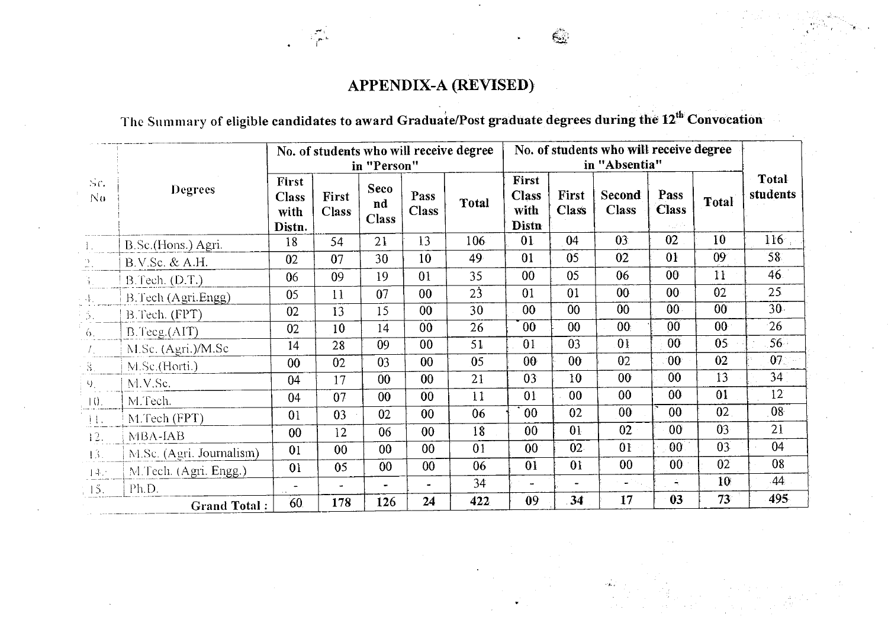# APPENDIX-A (REVISED)

## The Summary of eligible candidates to award Graduate/Post graduate degrees during the 12th Convocation

| Sr. No | Degrees | No. of students who will receive degree in "Person" | | | | | No. of students who will receive degree in "Absentia" | | | | | Total students |
|---|---|---|---|---|---|---|---|---|---|---|---|---|
| | | First Class with Distn. | First Class | Second Class | Pass Class | Total | First Class with Distn | First Class | Second Class | Pass Class | Total | |
| 1. | B.Sc.(Hons.) Agri. | 18 | 54 | 21 | 13 | 106 | 01 | 04 | 03 | 02 | 10 | 116 |
| 2. | B.V.Sc. & A.H. | 02 | 07 | 30 | 10 | 49 | 01 | 05 | 02 | 01 | 09 | 58 |
| 3. | B.Tech. (D.T.) | 06 | 09 | 19 | 01 | 35 | 00 | 05 | 06 | 00 | 11 | 46 |
| 4. | B.Tech (Agri.Engg) | 05 | 11 | 07 | 00 | 23 | 01 | 01 | 00 | 00 | 02 | 25 |
| 5. | B.Tech. (FPT) | 02 | 13 | 15 | 00 | 30 | 00 | 00 | 00 | 00 | 00 | 30 |
| 6. | B.Tecg.(AIT) | 02 | 10 | 14 | 00 | 26 | 00 | 00 | 00 | 00 | 00 | 26 |
| 7. | M.Sc. (Agri.)/M.Sc | 14 | 28 | 09 | 00 | 51 | 01 | 03 | 01 | 00 | 05 | 56 |
| 8. | M.Sc.(Horti.) | 00 | 02 | 03 | 00 | 05 | 00 | 00 | 02 | 00 | 02 | 07 |
| 9. | M.V.Sc. | 04 | 17 | 00 | 00 | 21 | 03 | 10 | 00 | 00 | 13 | 34 |
| 10. | M.Tech. | 04 | 07 | 00 | 00 | 11 | 01 | 00 | 00 | 00 | 01 | 12 |
| 11. | M.Tech (FPT) | 01 | 03 | 02 | 00 | 06 | 00 | 02 | 00 | 00 | 02 | 08 |
| 12. | MBA-IAB | 00 | 12 | 06 | 00 | 18 | 00 | 01 | 02 | 00 | 03 | 21 |
| 13. | M.Sc. (Agri. Journalism) | 01 | 00 | 00 | 00 | 01 | 00 | 02 | 01 | 00 | 03 | 04 |
| 14. | M.Tech. (Agri. Engg.) | 01 | 05 | 00 | 00 | 06 | 01 | 01 | 00 | 00 | 02 | 08 |
| 15. | Ph.D. | - | - | - | - | 34 | - | - | - | - | 10 | 44 |
| | **Grand Total :** | 60 | **178** | **126** | **24** | 422 | **09** | **34** | **17** | **03** | **73** | 495 |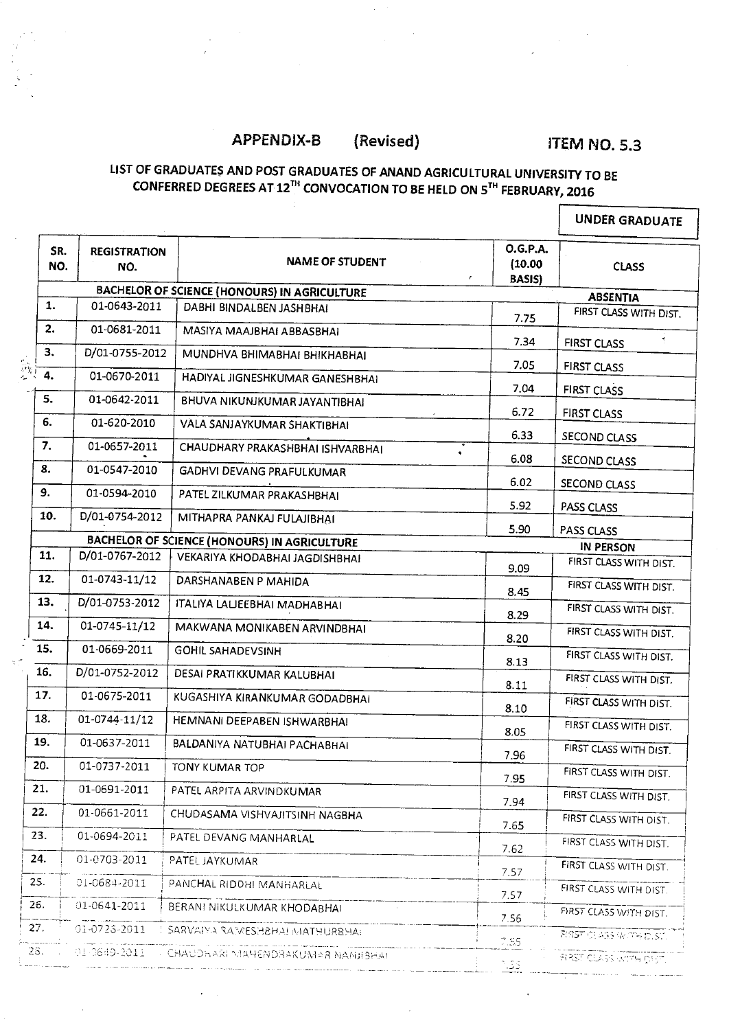**APPENDIX-B (Revised)** **ITEM NO. 5.3**

## LIST OF GRADUATES AND POST GRADUATES OF ANAND AGRICULTURAL UNIVERSITY TO BE CONFERRED DEGREES AT 12TH CONVOCATION TO BE HELD ON 5TH FEBRUARY, 2016

**UNDER GRADUATE**

| SR. NO. | REGISTRATION NO. | NAME OF STUDENT | O.G.P.A. (10.00 BASIS) | CLASS |
|---|---|---|---|---|
| | | **BACHELOR OF SCIENCE (HONOURS) IN AGRICULTURE** | | **ABSENTIA** |
| 1. | 01-0643-2011 | DABHI BINDALBEN JASHBHAI | 7.75 | FIRST CLASS WITH DIST. |
| 2. | 01-0681-2011 | MASIYA MAAJBHAI ABBASBHAI | 7.34 | FIRST CLASS |
| 3. | D/01-0755-2012 | MUNDHVA BHIMABHAI BHIKHABHAI | 7.05 | FIRST CLASS |
| 4. | 01-0670-2011 | HADIYAL JIGNESHKUMAR GANESHBHAI | 7.04 | FIRST CLASS |
| 5. | 01-0642-2011 | BHUVA NIKUNJKUMAR JAYANTIBHAI | 6.72 | FIRST CLASS |
| 6. | 01-620-2010 | VALA SANJAYKUMAR SHAKTIBHAI | 6.33 | SECOND CLASS |
| 7. | 01-0657-2011 | CHAUDHARY PRAKASHBHAI ISHVARBHAI | 6.08 | SECOND CLASS |
| 8. | 01-0547-2010 | GADHVI DEVANG PRAFULKUMAR | 6.02 | SECOND CLASS |
| 9. | 01-0594-2010 | PATEL ZILKUMAR PRAKASHBHAI | 5.92 | PASS CLASS |
| 10. | D/01-0754-2012 | MITHAPRA PANKAJ FULAJIBHAI | 5.90 | PASS CLASS |
| | | **BACHELOR OF SCIENCE (HONOURS) IN AGRICULTURE** | | **IN PERSON** |
| 11. | D/01-0767-2012 | VEKARIYA KHODABHAI JAGDISHBHAI | 9.09 | FIRST CLASS WITH DIST. |
| 12. | 01-0743-11/12 | DARSHANABEN P MAHIDA | 8.45 | FIRST CLASS WITH DIST. |
| 13. | D/01-0753-2012 | ITALIYA LALJEEBHAI MADHABHAI | 8.29 | FIRST CLASS WITH DIST. |
| 14. | 01-0745-11/12 | MAKWANA MONIKABEN ARVINDBHAI | 8.20 | FIRST CLASS WITH DIST. |
| 15. | 01-0669-2011 | GOHIL SAHADEVSINH | 8.13 | FIRST CLASS WITH DIST. |
| 16. | D/01-0752-2012 | DESAI PRATIKKUMAR KALUBHAI | 8.11 | FIRST CLASS WITH DIST. |
| 17. | 01-0675-2011 | KUGASHIYA KIRANKUMAR GODADBHAI | 8.10 | FIRST CLASS WITH DIST. |
| 18. | 01-0744-11/12 | HEMNANI DEEPABEN ISHWARBHAI | 8.05 | FIRST CLASS WITH DIST. |
| 19. | 01-0637-2011 | BALDANIYA NATUBHAI PACHABHAI | 7.96 | FIRST CLASS WITH DIST. |
| 20. | 01-0737-2011 | TONY KUMAR TOP | 7.95 | FIRST CLASS WITH DIST. |
| 21. | 01-0691-2011 | PATEL ARPITA ARVINDKUMAR | 7.94 | FIRST CLASS WITH DIST. |
| 22. | 01-0661-2011 | CHUDASAMA VISHVAJITSINH NAGBHA | 7.65 | FIRST CLASS WITH DIST. |
| 23. | 01-0694-2011 | PATEL DEVANG MANHARLAL | 7.62 | FIRST CLASS WITH DIST. |
| 24. | 01-0703-2011 | PATEL JAYKUMAR | 7.57 | FIRST CLASS WITH DIST. |
| 25. | 01-0684-2011 | PANCHAL RIDDHI MANHARLAL | 7.57 | FIRST CLASS WITH DIST. |
| 26. | 01-0641-2011 | BERANI NIKULKUMAR KHODABHAI | 7.56 | FIRST CLASS WITH DIST. |
| 27. | 01-0726-2011 | SARVAIYA RAMESHBHAI MATHURBHAI | 7.55 | FIRST CLASS WITH DIST. |
| 28. | 01-0649-2011 | CHAUDHARI MAHENDRAKUMAR NANJIBHAI | 7.55 | FIRST CLASS WITH DIST. |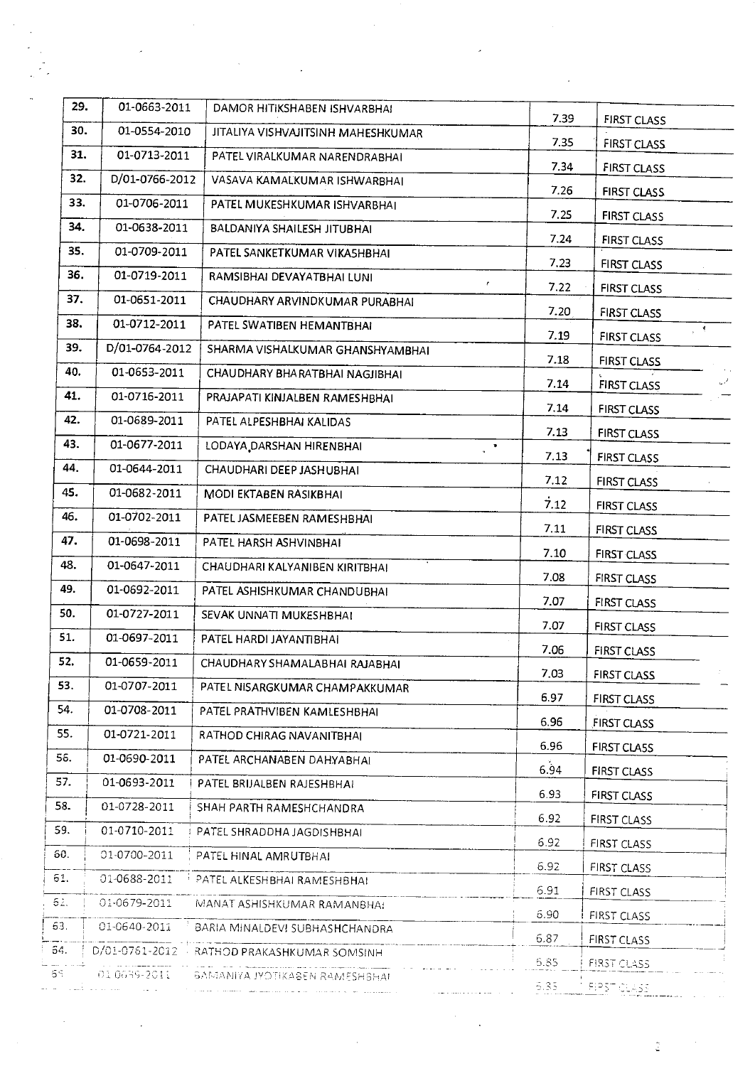| | | | | |
|---|---|---|---|---|
| 29. | 01-0663-2011 | DAMOR HITIKSHABEN ISHVARBHAI | 7.39 | FIRST CLASS |
| 30. | 01-0554-2010 | JITALIYA VISHVAJITSINH MAHESHKUMAR | 7.35 | FIRST CLASS |
| 31. | 01-0713-2011 | PATEL VIRALKUMAR NARENDRABHAI | 7.34 | FIRST CLASS |
| 32. | D/01-0766-2012 | VASAVA KAMALKUMAR ISHWARBHAI | 7.26 | FIRST CLASS |
| 33. | 01-0706-2011 | PATEL MUKESHKUMAR ISHVARBHAI | 7.25 | FIRST CLASS |
| 34. | 01-0638-2011 | BALDANIYA SHAILESH JITUBHAI | 7.24 | FIRST CLASS |
| 35. | 01-0709-2011 | PATEL SANKETKUMAR VIKASHBHAI | 7.23 | FIRST CLASS |
| 36. | 01-0719-2011 | RAMSIBHAI DEVAYATBHAI LUNI | 7.22 | FIRST CLASS |
| 37. | 01-0651-2011 | CHAUDHARY ARVINDKUMAR PURABHAI | 7.20 | FIRST CLASS |
| 38. | 01-0712-2011 | PATEL SWATIBEN HEMANTBHAI | 7.19 | FIRST CLASS |
| 39. | D/01-0764-2012 | SHARMA VISHALKUMAR GHANSHYAMBHAI | 7.18 | FIRST CLASS |
| 40. | 01-0653-2011 | CHAUDHARY BHARATBHAI NAGJIBHAI | 7.14 | FIRST CLASS |
| 41. | 01-0716-2011 | PRAJAPATI KINJALBEN RAMESHBHAI | 7.14 | FIRST CLASS |
| 42. | 01-0689-2011 | PATEL ALPESHBHAI KALIDAS | 7.13 | FIRST CLASS |
| 43. | 01-0677-2011 | LODAYA DARSHAN HIRENBHAI | 7.13 | FIRST CLASS |
| 44. | 01-0644-2011 | CHAUDHARI DEEP JASHUBHAI | 7.12 | FIRST CLASS |
| 45. | 01-0682-2011 | MODI EKTABEN RASIKBHAI | 7.12 | FIRST CLASS |
| 46. | 01-0702-2011 | PATEL JASMEEBEN RAMESHBHAI | 7.11 | FIRST CLASS |
| 47. | 01-0698-2011 | PATEL HARSH ASHVINBHAI | 7.10 | FIRST CLASS |
| 48. | 01-0647-2011 | CHAUDHARI KALYANIBEN KIRITBHAI | 7.08 | FIRST CLASS |
| 49. | 01-0692-2011 | PATEL ASHISHKUMAR CHANDUBHAI | 7.07 | FIRST CLASS |
| 50. | 01-0727-2011 | SEVAK UNNATI MUKESHBHAI | 7.07 | FIRST CLASS |
| 51. | 01-0697-2011 | PATEL HARDI JAYANTIBHAI | 7.06 | FIRST CLASS |
| 52. | 01-0659-2011 | CHAUDHARY SHAMALABHAI RAJABHAI | 7.03 | FIRST CLASS |
| 53. | 01-0707-2011 | PATEL NISARGKUMAR CHAMPAKKUMAR | 6.97 | FIRST CLASS |
| 54. | 01-0708-2011 | PATEL PRATHVIBEN KAMLESHBHAI | 6.96 | FIRST CLASS |
| 55. | 01-0721-2011 | RATHOD CHIRAG NAVANITBHAI | 6.96 | FIRST CLASS |
| 56. | 01-0690-2011 | PATEL ARCHANABEN DAHYABHAI | 6.94 | FIRST CLASS |
| 57. | 01-0693-2011 | PATEL BRIJALBEN RAJESHBHAI | 6.93 | FIRST CLASS |
| 58. | 01-0728-2011 | SHAH PARTH RAMESHCHANDRA | 6.92 | FIRST CLASS |
| 59. | 01-0710-2011 | PATEL SHRADDHA JAGDISHBHAI | 6.92 | FIRST CLASS |
| 60. | 01-0700-2011 | PATEL HINAL AMRUTBHAI | 6.92 | FIRST CLASS |
| 61. | 01-0688-2011 | PATEL ALKESHBHAI RAMESHBHAI | 6.91 | FIRST CLASS |
| 62. | 01-0679-2011 | MANAT ASHISHKUMAR RAMANBHAI | 6.90 | FIRST CLASS |
| 63. | 01-0640-2011 | BARIA MINALDEVI SUBHASHCHANDRA | 6.87 | FIRST CLASS |
| 64. | D/01-0761-2012 | RATHOD PRAKASHKUMAR SOMSINH | 6.85 | FIRST CLASS |
| 65. | 01-0685-2011 | SAMANIYA JYOTIKABEN RAMESHBHAI | 6.85 | FIRST CLASS |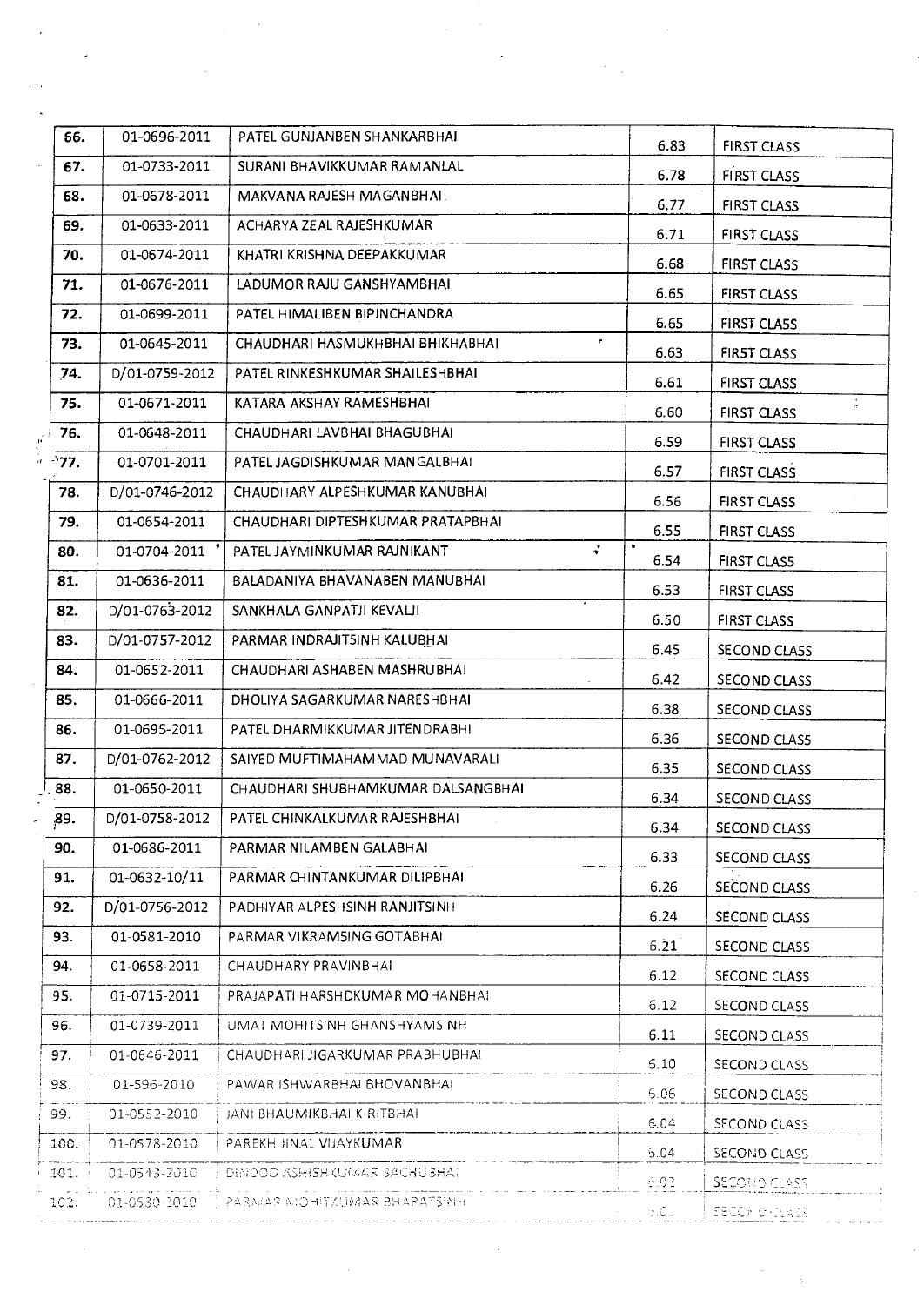| | | | | |
|---|---|---|---|---|
| 66. | 01-0696-2011 | PATEL GUNJANBEN SHANKARBHAI | 6.83 | FIRST CLASS |
| 67. | 01-0733-2011 | SURANI BHAVIKKUMAR RAMANLAL | 6.78 | FIRST CLASS |
| 68. | 01-0678-2011 | MAKVANA RAJESH MAGANBHAI | 6.77 | FIRST CLASS |
| 69. | 01-0633-2011 | ACHARYA ZEAL RAJESHKUMAR | 6.71 | FIRST CLASS |
| 70. | 01-0674-2011 | KHATRI KRISHNA DEEPAKKUMAR | 6.68 | FIRST CLASS |
| 71. | 01-0676-2011 | LADUMOR RAJU GANSHYAMBHAI | 6.65 | FIRST CLASS |
| 72. | 01-0699-2011 | PATEL HIMALIBEN BIPINCHANDRA | 6.65 | FIRST CLASS |
| 73. | 01-0645-2011 | CHAUDHARI HASMUKHBHAI BHIKHABHAI | 6.63 | FIRST CLASS |
| 74. | D/01-0759-2012 | PATEL RINKESHKUMAR SHAILESHBHAI | 6.61 | FIRST CLASS |
| 75. | 01-0671-2011 | KATARA AKSHAY RAMESHBHAI | 6.60 | FIRST CLASS |
| 76. | 01-0648-2011 | CHAUDHARI LAVBHAI BHAGUBHAI | 6.59 | FIRST CLASS |
| 77. | 01-0701-2011 | PATEL JAGDISHKUMAR MANGALBHAI | 6.57 | FIRST CLASS |
| 78. | D/01-0746-2012 | CHAUDHARY ALPESHKUMAR KANUBHAI | 6.56 | FIRST CLASS |
| 79. | 01-0654-2011 | CHAUDHARI DIPTESHKUMAR PRATAPBHAI | 6.55 | FIRST CLASS |
| 80. | 01-0704-2011 | PATEL JAYMINKUMAR RAJNIKANT | 6.54 | FIRST CLASS |
| 81. | 01-0636-2011 | BALADANIYA BHAVANABEN MANUBHAI | 6.53 | FIRST CLASS |
| 82. | D/01-0763-2012 | SANKHALA GANPATJI KEVALJI | 6.50 | FIRST CLASS |
| 83. | D/01-0757-2012 | PARMAR INDRAJITSINH KALUBHAI | 6.45 | SECOND CLASS |
| 84. | 01-0652-2011 | CHAUDHARI ASHABEN MASHRUBHAI | 6.42 | SECOND CLASS |
| 85. | 01-0666-2011 | DHOLIYA SAGARKUMAR NARESHBHAI | 6.38 | SECOND CLASS |
| 86. | 01-0695-2011 | PATEL DHARMIKKUMAR JITENDRABHI | 6.36 | SECOND CLASS |
| 87. | D/01-0762-2012 | SAIYED MUFTIMAHAMMAD MUNAVARALI | 6.35 | SECOND CLASS |
| 88. | 01-0650-2011 | CHAUDHARI SHUBHAMKUMAR DALSANGBHAI | 6.34 | SECOND CLASS |
| 89. | D/01-0758-2012 | PATEL CHINKALKUMAR RAJESHBHAI | 6.34 | SECOND CLASS |
| 90. | 01-0686-2011 | PARMAR NILAMBEN GALABHAI | 6.33 | SECOND CLASS |
| 91. | 01-0632-10/11 | PARMAR CHINTANKUMAR DILIPBHAI | 6.26 | SECOND CLASS |
| 92. | D/01-0756-2012 | PADHIYAR ALPESHSINH RANJITSINH | 6.24 | SECOND CLASS |
| 93. | 01-0581-2010 | PARMAR VIKRAMSING GOTABHAI | 6.21 | SECOND CLASS |
| 94. | 01-0658-2011 | CHAUDHARY PRAVINBHAI | 6.12 | SECOND CLASS |
| 95. | 01-0715-2011 | PRAJAPATI HARSHDKUMAR MOHANBHAI | 6.12 | SECOND CLASS |
| 96. | 01-0739-2011 | UMAT MOHITSINH GHANSHYAMSINH | 6.11 | SECOND CLASS |
| 97. | 01-0646-2011 | CHAUDHARI JIGARKUMAR PRABHUBHAI | 6.10 | SECOND CLASS |
| 98. | 01-596-2010 | PAWAR ISHWARBHAI BHOVANBHAI | 6.06 | SECOND CLASS |
| 99. | 01-0552-2010 | JANI BHAUMIKBHAI KIRITBHAI | 6.04 | SECOND CLASS |
| 100. | 01-0578-2010 | PAREKH JINAL VIJAYKUMAR | 6.04 | SECOND CLASS |
| 101. | 01-0543-2010 | DINODS ASHISHKUMAR BACHUBHAI | 6.02 | SECOND CLASS |
| 102. | 01-0530-2010 | PARMAR MOHITKUMAR BHARATSINH | 6.0_ | SECOND CLASS |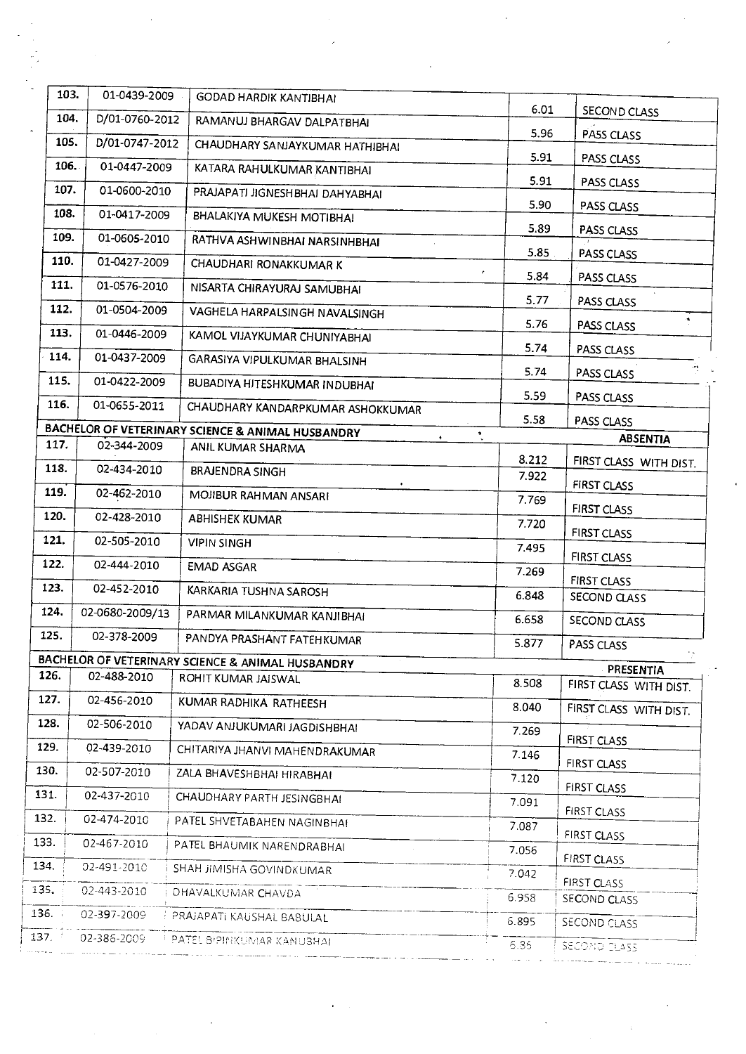| 103. | 01-0439-2009 | GODAD HARDIK KANTIBHAI | 6.01 | SECOND CLASS |
|---|---|---|---|---|
| 104. | D/01-0760-2012 | RAMANUJ BHARGAV DALPATBHAI | 5.96 | PASS CLASS |
| 105. | D/01-0747-2012 | CHAUDHARY SANJAYKUMAR HATHIBHAI | 5.91 | PASS CLASS |
| 106. | 01-0447-2009 | KATARA RAHULKUMAR KANTIBHAI | 5.91 | PASS CLASS |
| 107. | 01-0600-2010 | PRAJAPATI JIGNESHBHAI DAHYABHAI | 5.90 | PASS CLASS |
| 108. | 01-0417-2009 | BHALAKIYA MUKESH MOTIBHAI | 5.89 | PASS CLASS |
| 109. | 01-0605-2010 | RATHVA ASHWINBHAI NARSINHBHAI | 5.85 | PASS CLASS |
| 110. | 01-0427-2009 | CHAUDHARI RONAKKUMAR K | 5.84 | PASS CLASS |
| 111. | 01-0576-2010 | NISARTA CHIRAYURAJ SAMUBHAI | 5.77 | PASS CLASS |
| 112. | 01-0504-2009 | VAGHELA HARPALSINGH NAVALSINGH | 5.76 | PASS CLASS |
| 113. | 01-0446-2009 | KAMOL VIJAYKUMAR CHUNIYABHAI | 5.74 | PASS CLASS |
| 114. | 01-0437-2009 | GARASIYA VIPULKUMAR BHALSINH | 5.74 | PASS CLASS |
| 115. | 01-0422-2009 | BUBADIYA HITESHKUMAR INDUBHAI | 5.59 | PASS CLASS |
| 116. | 01-0655-2011 | CHAUDHARY KANDARPKUMAR ASHOKKUMAR | 5.58 | PASS CLASS |
| **BACHELOR OF VETERINARY SCIENCE & ANIMAL HUSBANDRY** | | | | **ABSENTIA** |
| 117. | 02-344-2009 | ANIL KUMAR SHARMA | 8.212 | FIRST CLASS WITH DIST. |
| 118. | 02-434-2010 | BRAJENDRA SINGH | 7.922 | FIRST CLASS |
| 119. | 02-462-2010 | MOJIBUR RAHMAN ANSARI | 7.769 | FIRST CLASS |
| 120. | 02-428-2010 | ABHISHEK KUMAR | 7.720 | FIRST CLASS |
| 121. | 02-505-2010 | VIPIN SINGH | 7.495 | FIRST CLASS |
| 122. | 02-444-2010 | EMAD ASGAR | 7.269 | FIRST CLASS |
| 123. | 02-452-2010 | KARKARIA TUSHNA SAROSH | 6.848 | SECOND CLASS |
| 124. | 02-0680-2009/13 | PARMAR MILANKUMAR KANJIBHAI | 6.658 | SECOND CLASS |
| 125. | 02-378-2009 | PANDYA PRASHANT FATEHKUMAR | 5.877 | PASS CLASS |
| **BACHELOR OF VETERINARY SCIENCE & ANIMAL HUSBANDRY** | | | | **PRESENTIA** |
| 126. | 02-488-2010 | ROHIT KUMAR JAISWAL | 8.508 | FIRST CLASS WITH DIST. |
| 127. | 02-456-2010 | KUMAR RADHIKA RATHEESH | 8.040 | FIRST CLASS WITH DIST. |
| 128. | 02-506-2010 | YADAV ANJUKUMARI JAGDISHBHAI | 7.269 | FIRST CLASS |
| 129. | 02-439-2010 | CHITARIYA JHANVI MAHENDRAKUMAR | 7.146 | FIRST CLASS |
| 130. | 02-507-2010 | ZALA BHAVESHBHAI HIRABHAI | 7.120 | FIRST CLASS |
| 131. | 02-437-2010 | CHAUDHARY PARTH JESINGBHAI | 7.091 | FIRST CLASS |
| 132. | 02-474-2010 | PATEL SHVETABAHEN NAGINBHAI | 7.087 | FIRST CLASS |
| 133. | 02-467-2010 | PATEL BHAUMIK NARENDRABHAI | 7.056 | FIRST CLASS |
| 134. | 02-491-2010 | SHAH JIMISHA GOVINDKUMAR | 7.042 | FIRST CLASS |
| 135. | 02-443-2010 | DHAVALKUMAR CHAVDA | 6.958 | SECOND CLASS |
| 136. | 02-397-2009 | PRAJAPATI KAUSHAL BABULAL | 6.895 | SECOND CLASS |
| 137. | 02-386-2009 | PATEL BIPINKUMAR KANUBHAI | 6.86 | SECOND CLASS |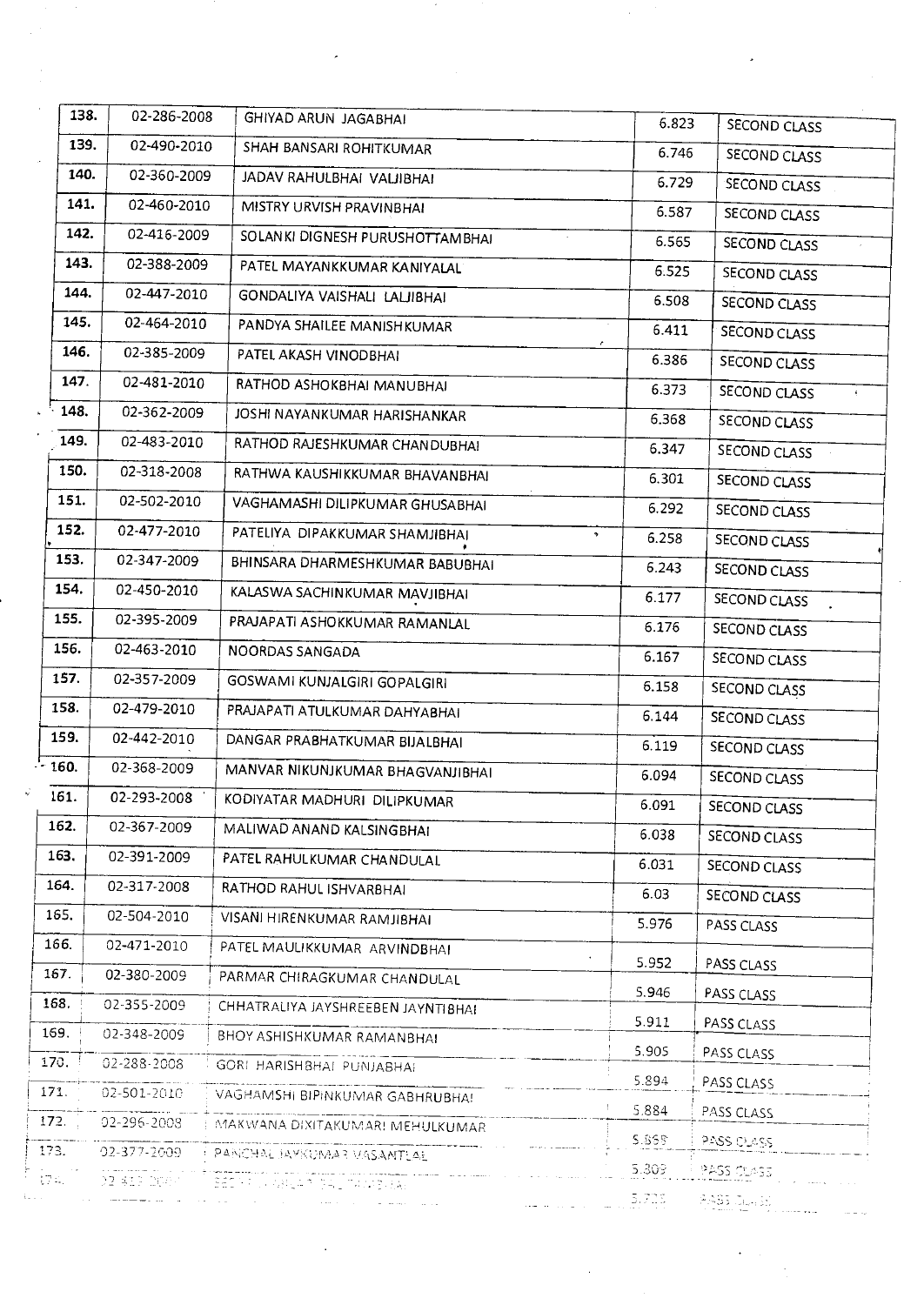| | | | | |
|---|---|---|---|---|
| 138. | 02-286-2008 | GHIYAD ARUN JAGABHAI | 6.823 | SECOND CLASS |
| 139. | 02-490-2010 | SHAH BANSARI ROHITKUMAR | 6.746 | SECOND CLASS |
| 140. | 02-360-2009 | JADAV RAHULBHAI VALJIBHAI | 6.729 | SECOND CLASS |
| 141. | 02-460-2010 | MISTRY URVISH PRAVINBHAI | 6.587 | SECOND CLASS |
| 142. | 02-416-2009 | SOLANKI DIGNESH PURUSHOTTAMBHAI | 6.565 | SECOND CLASS |
| 143. | 02-388-2009 | PATEL MAYANKKUMAR KANIYALAL | 6.525 | SECOND CLASS |
| 144. | 02-447-2010 | GONDALIYA VAISHALI LALJIBHAI | 6.508 | SECOND CLASS |
| 145. | 02-464-2010 | PANDYA SHAILEE MANISHKUMAR | 6.411 | SECOND CLASS |
| 146. | 02-385-2009 | PATEL AKASH VINODBHAI | 6.386 | SECOND CLASS |
| 147. | 02-481-2010 | RATHOD ASHOKBHAI MANUBHAI | 6.373 | SECOND CLASS |
| 148. | 02-362-2009 | JOSHI NAYANKUMAR HARISHANKAR | 6.368 | SECOND CLASS |
| 149. | 02-483-2010 | RATHOD RAJESHKUMAR CHANDUBHAI | 6.347 | SECOND CLASS |
| 150. | 02-318-2008 | RATHWA KAUSHIKKUMAR BHAVANBHAI | 6.301 | SECOND CLASS |
| 151. | 02-502-2010 | VAGHAMASHI DILIPKUMAR GHUSABHAI | 6.292 | SECOND CLASS |
| 152. | 02-477-2010 | PATELIYA DIPAKKUMAR SHAMJIBHAI | 6.258 | SECOND CLASS |
| 153. | 02-347-2009 | BHINSARA DHARMESHKUMAR BABUBHAI | 6.243 | SECOND CLASS |
| 154. | 02-450-2010 | KALASWA SACHINKUMAR MAVJIBHAI | 6.177 | SECOND CLASS |
| 155. | 02-395-2009 | PRAJAPATI ASHOKKUMAR RAMANLAL | 6.176 | SECOND CLASS |
| 156. | 02-463-2010 | NOORDAS SANGADA | 6.167 | SECOND CLASS |
| 157. | 02-357-2009 | GOSWAMI KUNJALGIRI GOPALGIRI | 6.158 | SECOND CLASS |
| 158. | 02-479-2010 | PRAJAPATI ATULKUMAR DAHYABHAI | 6.144 | SECOND CLASS |
| 159. | 02-442-2010 | DANGAR PRABHATKUMAR BIJALBHAI | 6.119 | SECOND CLASS |
| 160. | 02-368-2009 | MANVAR NIKUNJKUMAR BHAGVANJIBHAI | 6.094 | SECOND CLASS |
| 161. | 02-293-2008 | KODIYATAR MADHURI DILIPKUMAR | 6.091 | SECOND CLASS |
| 162. | 02-367-2009 | MALIWAD ANAND KALSINGBHAI | 6.038 | SECOND CLASS |
| 163. | 02-391-2009 | PATEL RAHULKUMAR CHANDULAL | 6.031 | SECOND CLASS |
| 164. | 02-317-2008 | RATHOD RAHUL ISHVARBHAI | 6.03 | SECOND CLASS |
| 165. | 02-504-2010 | VISANI HIRENKUMAR RAMJIBHAI | 5.976 | PASS CLASS |
| 166. | 02-471-2010 | PATEL MAULIKKUMAR ARVINDBHAI | 5.952 | PASS CLASS |
| 167. | 02-380-2009 | PARMAR CHIRAGKUMAR CHANDULAL | 5.946 | PASS CLASS |
| 168. | 02-355-2009 | CHHATRALIYA JAYSHREEBEN JAYNTIBHAI | 5.911 | PASS CLASS |
| 169. | 02-348-2009 | BHOY ASHISHKUMAR RAMANBHAI | 5.905 | PASS CLASS |
| 170. | 02-288-2008 | GORI HARISHBHAI PUNJABHAI | 5.894 | PASS CLASS |
| 171. | 02-501-2010 | VAGHAMSHI BIPINKUMAR GABHRUBHAI | 5.884 | PASS CLASS |
| 172. | 02-296-2008 | MAKWANA DIXITAKUMARI MEHULKUMAR | 5.868 | PASS CLASS |
| 173. | 02-377-2009 | PANCHAL JAYKUMAR VASANTLAL | 5.809 | PASS CLASS |
| 174. | | | | PASS CLASS |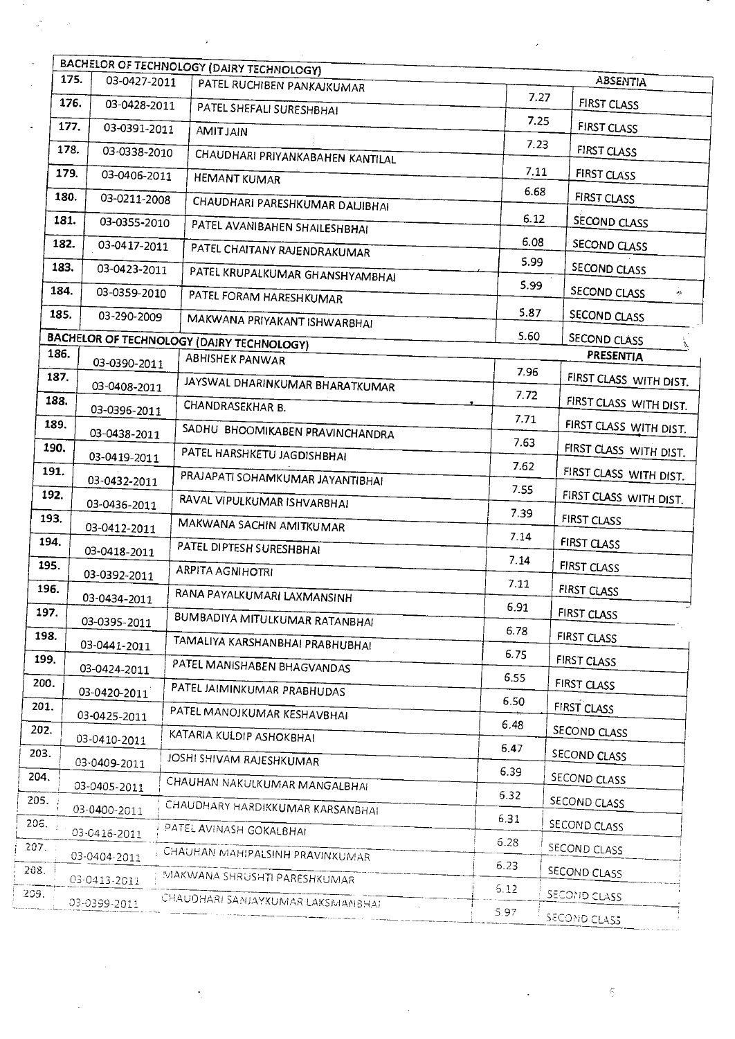| BACHELOR OF TECHNOLOGY (DAIRY TECHNOLOGY) | | | | ABSENTIA |
|---|---|---|---|---|
| 175. | 03-0427-2011 | PATEL RUCHIBEN PANKAJKUMAR | 7.27 | FIRST CLASS |
| 176. | 03-0428-2011 | PATEL SHEFALI SURESHBHAI | 7.25 | FIRST CLASS |
| 177. | 03-0391-2011 | AMIT JAIN | 7.23 | FIRST CLASS |
| 178. | 03-0338-2010 | CHAUDHARI PRIYANKABAHEN KANTILAL | 7.11 | FIRST CLASS |
| 179. | 03-0406-2011 | HEMANT KUMAR | 6.68 | FIRST CLASS |
| 180. | 03-0211-2008 | CHAUDHARI PARESHKUMAR DALJIBHAI | 6.12 | SECOND CLASS |
| 181. | 03-0355-2010 | PATEL AVANIBAHEN SHAILESHBHAI | 6.08 | SECOND CLASS |
| 182. | 03-0417-2011 | PATEL CHAITANY RAJENDRAKUMAR | 5.99 | SECOND CLASS |
| 183. | 03-0423-2011 | PATEL KRUPALKUMAR GHANSHYAMBHAI | 5.99 | SECOND CLASS |
| 184. | 03-0359-2010 | PATEL FORAM HARESHKUMAR | 5.87 | SECOND CLASS |
| 185. | 03-290-2009 | MAKWANA PRIYAKANT ISHWARBHAI | 5.60 | SECOND CLASS |

| BACHELOR OF TECHNOLOGY (DAIRY TECHNOLOGY) | | | | PRESENTIA |
|---|---|---|---|---|
| 186. | 03-0390-2011 | ABHISHEK PANWAR | 7.96 | FIRST CLASS WITH DIST. |
| 187. | 03-0408-2011 | JAYSWAL DHARINKUMAR BHARATKUMAR | 7.72 | FIRST CLASS WITH DIST. |
| 188. | 03-0396-2011 | CHANDRASEKHAR B. | 7.71 | FIRST CLASS WITH DIST. |
| 189. | 03-0438-2011 | SADHU BHOOMIKABEN PRAVINCHANDRA | 7.63 | FIRST CLASS WITH DIST. |
| 190. | 03-0419-2011 | PATEL HARSHKETU JAGDISHBHAI | 7.62 | FIRST CLASS WITH DIST. |
| 191. | 03-0432-2011 | PRAJAPATI SOHAMKUMAR JAYANTIBHAI | 7.55 | FIRST CLASS WITH DIST. |
| 192. | 03-0436-2011 | RAVAL VIPULKUMAR ISHVARBHAI | 7.39 | FIRST CLASS |
| 193. | 03-0412-2011 | MAKWANA SACHIN AMITKUMAR | 7.14 | FIRST CLASS |
| 194. | 03-0418-2011 | PATEL DIPTESH SURESHBHAI | 7.14 | FIRST CLASS |
| 195. | 03-0392-2011 | ARPITA AGNIHOTRI | 7.11 | FIRST CLASS |
| 196. | 03-0434-2011 | RANA PAYALKUMARI LAXMANSINH | 6.91 | FIRST CLASS |
| 197. | 03-0395-2011 | BUMBADIYA MITULKUMAR RATANBHAI | 6.78 | FIRST CLASS |
| 198. | 03-0441-2011 | TAMALIYA KARSHANBHAI PRABHUBHAI | 6.75 | FIRST CLASS |
| 199. | 03-0424-2011 | PATEL MANISHABEN BHAGVANDAS | 6.55 | FIRST CLASS |
| 200. | 03-0420-2011 | PATEL JAIMINKUMAR PRABHUDAS | 6.50 | FIRST CLASS |
| 201. | 03-0425-2011 | PATEL MANOJKUMAR KESHAVBHAI | 6.48 | SECOND CLASS |
| 202. | 03-0410-2011 | KATARIA KULDIP ASHOKBHAI | 6.47 | SECOND CLASS |
| 203. | 03-0409-2011 | JOSHI SHIVAM RAJESHKUMAR | 6.39 | SECOND CLASS |
| 204. | 03-0405-2011 | CHAUHAN NAKULKUMAR MANGALBHAI | 6.32 | SECOND CLASS |
| 205. | 03-0400-2011 | CHAUDHARY HARDIKKUMAR KARSANBHAI | 6.31 | SECOND CLASS |
| 206. | 03-0416-2011 | PATEL AVINASH GOKALBHAI | 6.28 | SECOND CLASS |
| 207. | 03-0404-2011 | CHAUHAN MAHIPALSINH PRAVINKUMAR | 6.23 | SECOND CLASS |
| 208. | 03-0413-2011 | MAKWANA SHRUSHTI PARESHKUMAR | 6.12 | SECOND CLASS |
| 209. | 03-0399-2011 | CHAUDHARI SANJAYKUMAR LAKSMANBHAI | 5.97 | SECOND CLASS |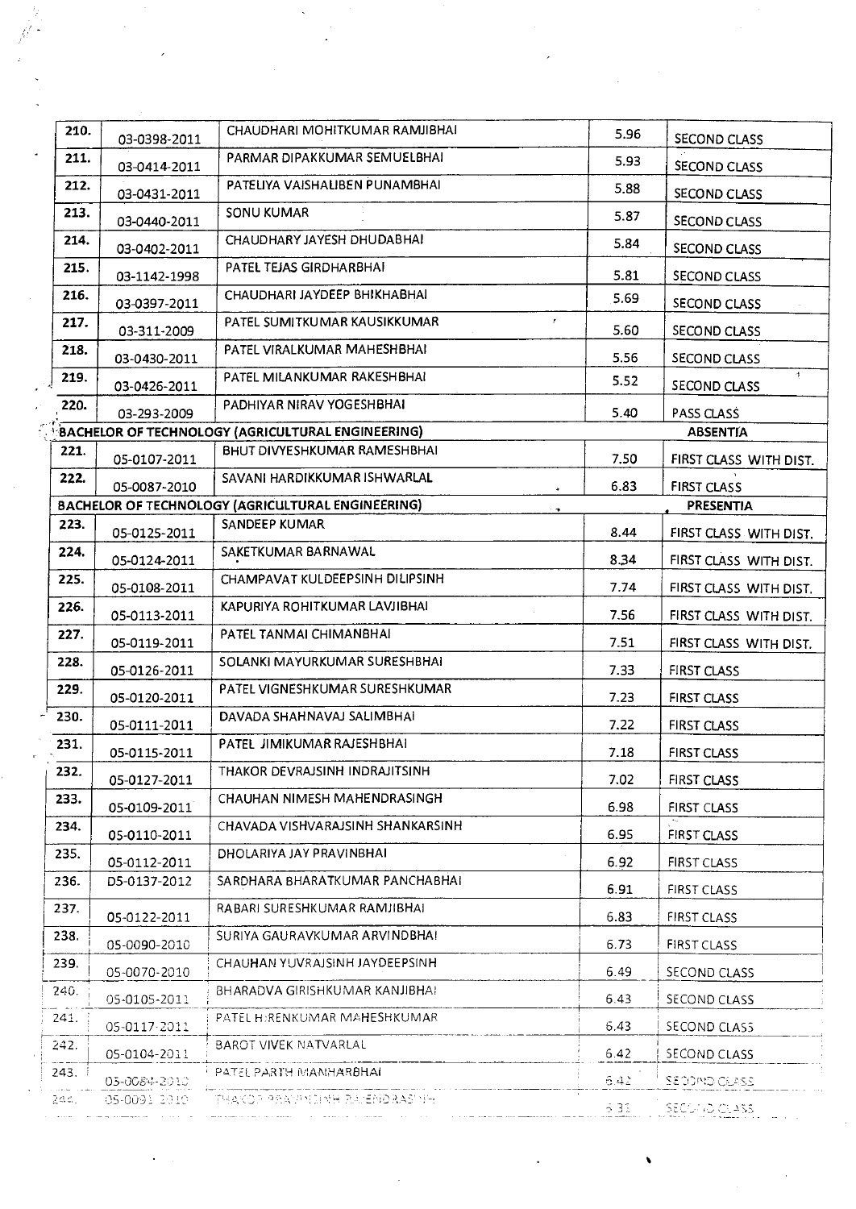| 210. | 03-0398-2011 | CHAUDHARI MOHITKUMAR RAMJIBHAI | 5.96 | SECOND CLASS |
|---|---|---|---|---|
| 211. | 03-0414-2011 | PARMAR DIPAKKUMAR SEMUELBHAI | 5.93 | SECOND CLASS |
| 212. | 03-0431-2011 | PATELIYA VAISHALIBEN PUNAMBHAI | 5.88 | SECOND CLASS |
| 213. | 03-0440-2011 | SONU KUMAR | 5.87 | SECOND CLASS |
| 214. | 03-0402-2011 | CHAUDHARY JAYESH DHUDABHAI | 5.84 | SECOND CLASS |
| 215. | 03-1142-1998 | PATEL TEJAS GIRDHARBHAI | 5.81 | SECOND CLASS |
| 216. | 03-0397-2011 | CHAUDHARI JAYDEEP BHIKHABHAI | 5.69 | SECOND CLASS |
| 217. | 03-311-2009 | PATEL SUMITKUMAR KAUSIKKUMAR | 5.60 | SECOND CLASS |
| 218. | 03-0430-2011 | PATEL VIRALKUMAR MAHESHBHAI | 5.56 | SECOND CLASS |
| 219. | 03-0426-2011 | PATEL MILANKUMAR RAKESHBHAI | 5.52 | SECOND CLASS |
| 220. | 03-293-2009 | PADHIYAR NIRAV YOGESHBHAI | 5.40 | PASS CLASS |
| **BACHELOR OF TECHNOLOGY (AGRICULTURAL ENGINEERING)** | | | | **ABSENTIA** |
| 221. | 05-0107-2011 | BHUT DIVYESHKUMAR RAMESHBHAI | 7.50 | FIRST CLASS WITH DIST. |
| 222. | 05-0087-2010 | SAVANI HARDIKKUMAR ISHWARLAL | 6.83 | FIRST CLASS |
| **BACHELOR OF TECHNOLOGY (AGRICULTURAL ENGINEERING)** | | | | **PRESENTIA** |
| 223. | 05-0125-2011 | SANDEEP KUMAR | 8.44 | FIRST CLASS WITH DIST. |
| 224. | 05-0124-2011 | SAKETKUMAR BARNAWAL | 8.34 | FIRST CLASS WITH DIST. |
| 225. | 05-0108-2011 | CHAMPAVAT KULDEEPSINH DILIPSINH | 7.74 | FIRST CLASS WITH DIST. |
| 226. | 05-0113-2011 | KAPURIYA ROHITKUMAR LAVJIBHAI | 7.56 | FIRST CLASS WITH DIST. |
| 227. | 05-0119-2011 | PATEL TANMAI CHIMANBHAI | 7.51 | FIRST CLASS WITH DIST. |
| 228. | 05-0126-2011 | SOLANKI MAYURKUMAR SURESHBHAI | 7.33 | FIRST CLASS |
| 229. | 05-0120-2011 | PATEL VIGNESHKUMAR SURESHKUMAR | 7.23 | FIRST CLASS |
| 230. | 05-0111-2011 | DAVADA SHAHNAVAJ SALIMBHAI | 7.22 | FIRST CLASS |
| 231. | 05-0115-2011 | PATEL JIMIKUMAR RAJESHBHAI | 7.18 | FIRST CLASS |
| 232. | 05-0127-2011 | THAKOR DEVRAJSINH INDRAJITSINH | 7.02 | FIRST CLASS |
| 233. | 05-0109-2011 | CHAUHAN NIMESH MAHENDRASINGH | 6.98 | FIRST CLASS |
| 234. | 05-0110-2011 | CHAVADA VISHVARAJSINH SHANKARSINH | 6.95 | FIRST CLASS |
| 235. | 05-0112-2011 | DHOLARIYA JAY PRAVINBHAI | 6.92 | FIRST CLASS |
| 236. | D5-0137-2012 | SARDHARA BHARATKUMAR PANCHABHAI | 6.91 | FIRST CLASS |
| 237. | 05-0122-2011 | RABARI SURESHKUMAR RAMJIBHAI | 6.83 | FIRST CLASS |
| 238. | 05-0090-2010 | SURIYA GAURAVKUMAR ARVINDBHAI | 6.73 | FIRST CLASS |
| 239. | 05-0070-2010 | CHAUHAN YUVRAJSINH JAYDEEPSINH | 6.49 | SECOND CLASS |
| 240. | 05-0105-2011 | BHARADVA GIRISHKUMAR KANJIBHAI | 6.43 | SECOND CLASS |
| 241. | 05-0117-2011 | PATEL HIRENKUMAR MAHESHKUMAR | 6.43 | SECOND CLASS |
| 242. | 05-0104-2011 | BAROT VIVEK NATVARLAL | 6.42 | SECOND CLASS |
| 243. | 05-0084-2010 | PATEL PARTH MANHARBHAI | 6.42 | SECOND CLASS |
| 244. | 05-0091-2010 | THAKOR PRAVINSINH RAJENDRASINH | 6.33 | SECOND CLASS |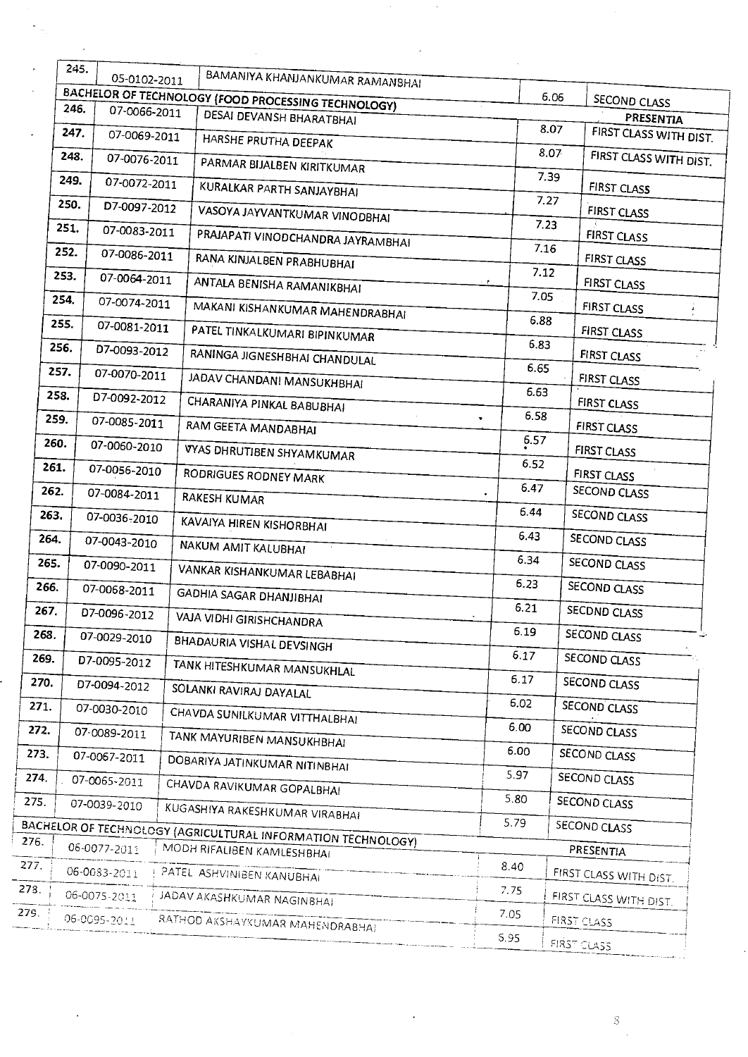| No. | Reg. No. | Name | Marks | Class |
|---|---|---|---|---|
| 245. | 05-0102-2011 | BAMANIYA KHANJANKUMAR RAMANBHAI | 6.06 | SECOND CLASS |
| **BACHELOR OF TECHNOLOGY (FOOD PROCESSING TECHNOLOGY)** | | | | **PRESENTIA** |
| 246. | 07-0066-2011 | DESAI DEVANSH BHARATBHAI | 8.07 | FIRST CLASS WITH DIST. |
| 247. | 07-0069-2011 | HARSHE PRUTHA DEEPAK | 8.07 | FIRST CLASS WITH DIST. |
| 248. | 07-0076-2011 | PARMAR BIJALBEN KIRITKUMAR | 7.39 | FIRST CLASS |
| 249. | 07-0072-2011 | KURALKAR PARTH SANJAYBHAI | 7.27 | FIRST CLASS |
| 250. | D7-0097-2012 | VASOYA JAYVANTKUMAR VINODBHAI | 7.23 | FIRST CLASS |
| 251. | 07-0083-2011 | PRAJAPATI VINODCHANDRA JAYRAMBHAI | 7.16 | FIRST CLASS |
| 252. | 07-0086-2011 | RANA KINJALBEN PRABHUBHAI | 7.12 | FIRST CLASS |
| 253. | 07-0064-2011 | ANTALA BENISHA RAMANIKBHAI | 7.05 | FIRST CLASS |
| 254. | 07-0074-2011 | MAKANI KISHANKUMAR MAHENDRABHAI | 6.88 | FIRST CLASS |
| 255. | 07-0081-2011 | PATEL TINKALKUMARI BIPINKUMAR | 6.83 | FIRST CLASS |
| 256. | D7-0093-2012 | RANINGA JIGNESHBHAI CHANDULAL | 6.65 | FIRST CLASS |
| 257. | 07-0070-2011 | JADAV CHANDANI MANSUKHBHAI | 6.63 | FIRST CLASS |
| 258. | D7-0092-2012 | CHARANIYA PINKAL BABUBHAI | 6.58 | FIRST CLASS |
| 259. | 07-0085-2011 | RAM GEETA MANDABHAI | 6.57 | FIRST CLASS |
| 260. | 07-0060-2010 | VYAS DHRUTIBEN SHYAMKUMAR | 6.52 | FIRST CLASS |
| 261. | 07-0056-2010 | RODRIGUES RODNEY MARK | 6.47 | SECOND CLASS |
| 262. | 07-0084-2011 | RAKESH KUMAR | 6.44 | SECOND CLASS |
| 263. | 07-0036-2010 | KAVAIYA HIREN KISHORBHAI | 6.43 | SECOND CLASS |
| 264. | 07-0043-2010 | NAKUM AMIT KALUBHAI | 6.34 | SECOND CLASS |
| 265. | 07-0090-2011 | VANKAR KISHANKUMAR LEBABHAI | 6.23 | SECOND CLASS |
| 266. | 07-0068-2011 | GADHIA SAGAR DHANJIBHAI | 6.21 | SECOND CLASS |
| 267. | D7-0096-2012 | VAJA VIDHI GIRISHCHANDRA | 6.19 | SECOND CLASS |
| 268. | 07-0029-2010 | BHADAURIA VISHAL DEVSINGH | 6.17 | SECOND CLASS |
| 269. | D7-0095-2012 | TANK HITESHKUMAR MANSUKHLAL | 6.17 | SECOND CLASS |
| 270. | D7-0094-2012 | SOLANKI RAVIRAJ DAYALAL | 6.02 | SECOND CLASS |
| 271. | 07-0030-2010 | CHAVDA SUNILKUMAR VITTHALBHAI | 6.00 | SECOND CLASS |
| 272. | 07-0089-2011 | TANK MAYURIBEN MANSUKHBHAI | 6.00 | SECOND CLASS |
| 273. | 07-0067-2011 | DOBARIYA JATINKUMAR NITINBHAI | 5.97 | SECOND CLASS |
| 274. | 07-0065-2011 | CHAVDA RAVIKUMAR GOPALBHAI | 5.80 | SECOND CLASS |
| 275. | 07-0039-2010 | KUGASHIYA RAKESHKUMAR VIRABHAI | 5.79 | SECOND CLASS |
| **BACHELOR OF TECHNOLOGY (AGRICULTURAL INFORMATION TECHNOLOGY)** | | | | **PRESENTIA** |
| 276. | 06-0077-2011 | MODH RIFALIBEN KAMLESHBHAI | 8.40 | FIRST CLASS WITH DIST. |
| 277. | 06-0083-2011 | PATEL ASHVINIBEN KANUBHAI | 7.75 | FIRST CLASS WITH DIST. |
| 278. | 06-0075-2011 | JADAV AKASHKUMAR NAGINBHAI | 7.05 | FIRST CLASS |
| 279. | 06-0095-2011 | RATHOD AKSHAYKUMAR MAHENDRABHAI | 5.95 | FIRST CLASS |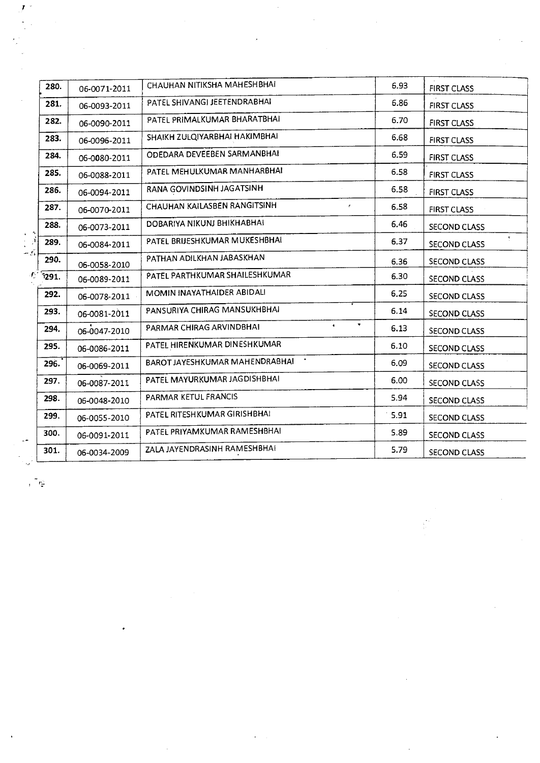| 280. | 06-0071-2011 | CHAUHAN NITIKSHA MAHESHBHAI | 6.93 | FIRST CLASS |
|---|---|---|---|---|
| 281. | 06-0093-2011 | PATEL SHIVANGI JEETENDRABHAI | 6.86 | FIRST CLASS |
| 282. | 06-0090-2011 | PATEL PRIMALKUMAR BHARATBHAI | 6.70 | FIRST CLASS |
| 283. | 06-0096-2011 | SHAIKH ZULQIYARBHAI HAKIMBHAI | 6.68 | FIRST CLASS |
| 284. | 06-0080-2011 | ODEDARA DEVEEBEN SARMANBHAI | 6.59 | FIRST CLASS |
| 285. | 06-0088-2011 | PATEL MEHULKUMAR MANHARBHAI | 6.58 | FIRST CLASS |
| 286. | 06-0094-2011 | RANA GOVINDSINH JAGATSINH | 6.58 | FIRST CLASS |
| 287. | 06-0070-2011 | CHAUHAN KAILASBEN RANGITSINH | 6.58 | FIRST CLASS |
| 288. | 06-0073-2011 | DOBARIYA NIKUNJ BHIKHABHAI | 6.46 | SECOND CLASS |
| 289. | 06-0084-2011 | PATEL BRIJESHKUMAR MUKESHBHAI | 6.37 | SECOND CLASS |
| 290. | 06-0058-2010 | PATHAN ADILKHAN JABASKHAN | 6.36 | SECOND CLASS |
| 291. | 06-0089-2011 | PATEL PARTHKUMAR SHAILESHKUMAR | 6.30 | SECOND CLASS |
| 292. | 06-0078-2011 | MOMIN INAYATHAIDER ABIDALI | 6.25 | SECOND CLASS |
| 293. | 06-0081-2011 | PANSURIYA CHIRAG MANSUKHBHAI | 6.14 | SECOND CLASS |
| 294. | 06-0047-2010 | PARMAR CHIRAG ARVINDBHAI | 6.13 | SECOND CLASS |
| 295. | 06-0086-2011 | PATEL HIRENKUMAR DINESHKUMAR | 6.10 | SECOND CLASS |
| 296. | 06-0069-2011 | BAROT JAYESHKUMAR MAHENDRABHAI | 6.09 | SECOND CLASS |
| 297. | 06-0087-2011 | PATEL MAYURKUMAR JAGDISHBHAI | 6.00 | SECOND CLASS |
| 298. | 06-0048-2010 | PARMAR KETUL FRANCIS | 5.94 | SECOND CLASS |
| 299. | 06-0055-2010 | PATEL RITESHKUMAR GIRISHBHAI | 5.91 | SECOND CLASS |
| 300. | 06-0091-2011 | PATEL PRIYAMKUMAR RAMESHBHAI | 5.89 | SECOND CLASS |
| 301. | 06-0034-2009 | ZALA JAYENDRASINH RAMESHBHAI | 5.79 | SECOND CLASS |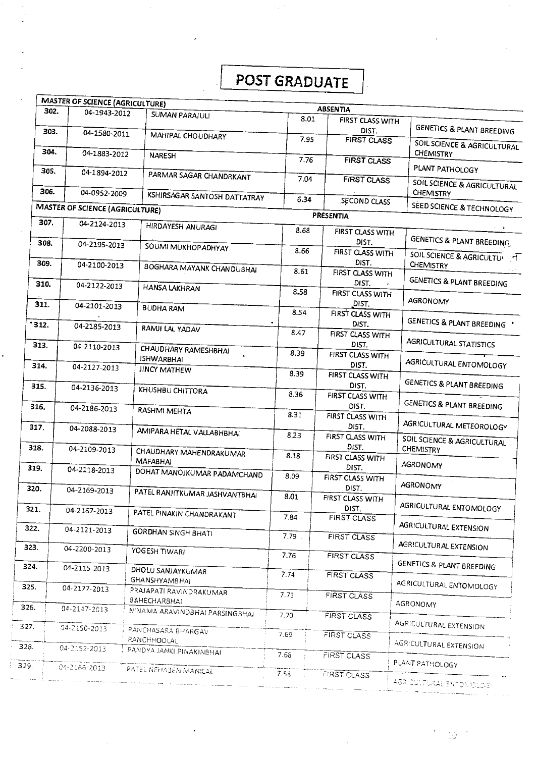# POST GRADUATE

| | | | | | |
|---|---|---|---|---|---|
| **MASTER OF SCIENCE (AGRICULTURE)** | | | **ABSENTIA** | | |
| 302. | 04-1943-2012 | SUMAN PARAJULI | 8.01 | FIRST CLASS WITH DIST. | GENETICS & PLANT BREEDING |
| 303. | 04-1580-2011 | MAHIPAL CHOUDHARY | 7.95 | FIRST CLASS | SOIL SCIENCE & AGRICULTURAL CHEMISTRY |
| 304. | 04-1883-2012 | NARESH | 7.76 | FIRST CLASS | PLANT PATHOLOGY |
| 305. | 04-1894-2012 | PARMAR SAGAR CHANDRKANT | 7.04 | FIRST CLASS | SOIL SCIENCE & AGRICULTURAL CHEMISTRY |
| 306. | 04-0952-2009 | KSHIRSAGAR SANTOSH DATTATRAY | 6.34 | SECOND CLASS | SEED SCIENCE & TECHNOLOGY |
| **MASTER OF SCIENCE (AGRICULTURE)** | | | **PRESENTIA** | | |
| 307. | 04-2124-2013 | HIRDAYESH ANURAGI | 8.68 | FIRST CLASS WITH DIST. | GENETICS & PLANT BREEDING |
| 308. | 04-2195-2013 | SOUMI MUKHOPADHYAY | 8.66 | FIRST CLASS WITH DIST. | SOIL SCIENCE & AGRICULTURAL CHEMISTRY |
| 309. | 04-2100-2013 | BOGHARA MAYANK CHANDUBHAI | 8.61 | FIRST CLASS WITH DIST. | GENETICS & PLANT BREEDING |
| 310. | 04-2122-2013 | HANSA LAKHRAN | 8.58 | FIRST CLASS WITH DIST. | AGRONOMY |
| 311. | 04-2101-2013 | BUDHA RAM | 8.54 | FIRST CLASS WITH DIST. | GENETICS & PLANT BREEDING |
| 312. | 04-2185-2013 | RAMJI LAL YADAV | 8.47 | FIRST CLASS WITH DIST. | AGRICULTURAL STATISTICS |
| 313. | 04-2110-2013 | CHAUDHARY RAMESHBHAI ISHWARBHAI | 8.39 | FIRST CLASS WITH DIST. | AGRICULTURAL ENTOMOLOGY |
| 314. | 04-2127-2013 | JINCY MATHEW | 8.39 | FIRST CLASS WITH DIST. | GENETICS & PLANT BREEDING |
| 315. | 04-2136-2013 | KHUSHBU CHITTORA | 8.36 | FIRST CLASS WITH DIST. | GENETICS & PLANT BREEDING |
| 316. | 04-2186-2013 | RASHMI MEHTA | 8.31 | FIRST CLASS WITH DIST. | AGRICULTURAL METEOROLOGY |
| 317. | 04-2088-2013 | AMIPARA HETAL VALLABHBHAI | 8.23 | FIRST CLASS WITH DIST. | SOIL SCIENCE & AGRICULTURAL CHEMISTRY |
| 318. | 04-2109-2013 | CHAUDHARY MAHENDRAKUMAR MAFABHAI | 8.18 | FIRST CLASS WITH DIST. | AGRONOMY |
| 319. | 04-2118-2013 | DOHAT MANOJKUMAR PADAMCHAND | 8.09 | FIRST CLASS WITH DIST. | AGRONOMY |
| 320. | 04-2169-2013 | PATEL RANJITKUMAR JASHVANTBHAI | 8.01 | FIRST CLASS WITH DIST. | AGRICULTURAL ENTOMOLOGY |
| 321. | 04-2167-2013 | PATEL PINAKIN CHANDRAKANT | 7.84 | FIRST CLASS | AGRICULTURAL EXTENSION |
| 322. | 04-2121-2013 | GORDHAN SINGH BHATI | 7.79 | FIRST CLASS | AGRICULTURAL EXTENSION |
| 323. | 04-2200-2013 | YOGESH TIWARI | 7.76 | FIRST CLASS | GENETICS & PLANT BREEDING |
| 324. | 04-2115-2013 | DHOLU SANJAYKUMAR GHANSHYAMBHAI | 7.74 | FIRST CLASS | AGRICULTURAL ENTOMOLOGY |
| 325. | 04-2177-2013 | PRAJAPATI RAVINDRAKUMAR BAHECHARBHAI | 7.71 | FIRST CLASS | AGRONOMY |
| 326. | 04-2147-2013 | NINAMA ARAVINDBHAI PARSINGBHAI | 7.70 | FIRST CLASS | AGRICULTURAL EXTENSION |
| 327. | 04-2150-2013 | PANCHASARA BHARGAV RANCHHODLAL | 7.69 | FIRST CLASS | AGRICULTURAL EXTENSION |
| 328. | 04-2152-2013 | PANDYA JANKI PINAKINBHAI | 7.68 | FIRST CLASS | PLANT PATHOLOGY |
| 329. | 04-2166-2013 | PATEL NEHABEN MANILAL | 7.58 | FIRST CLASS | AGRICULTURAL ENTOMOLOGY |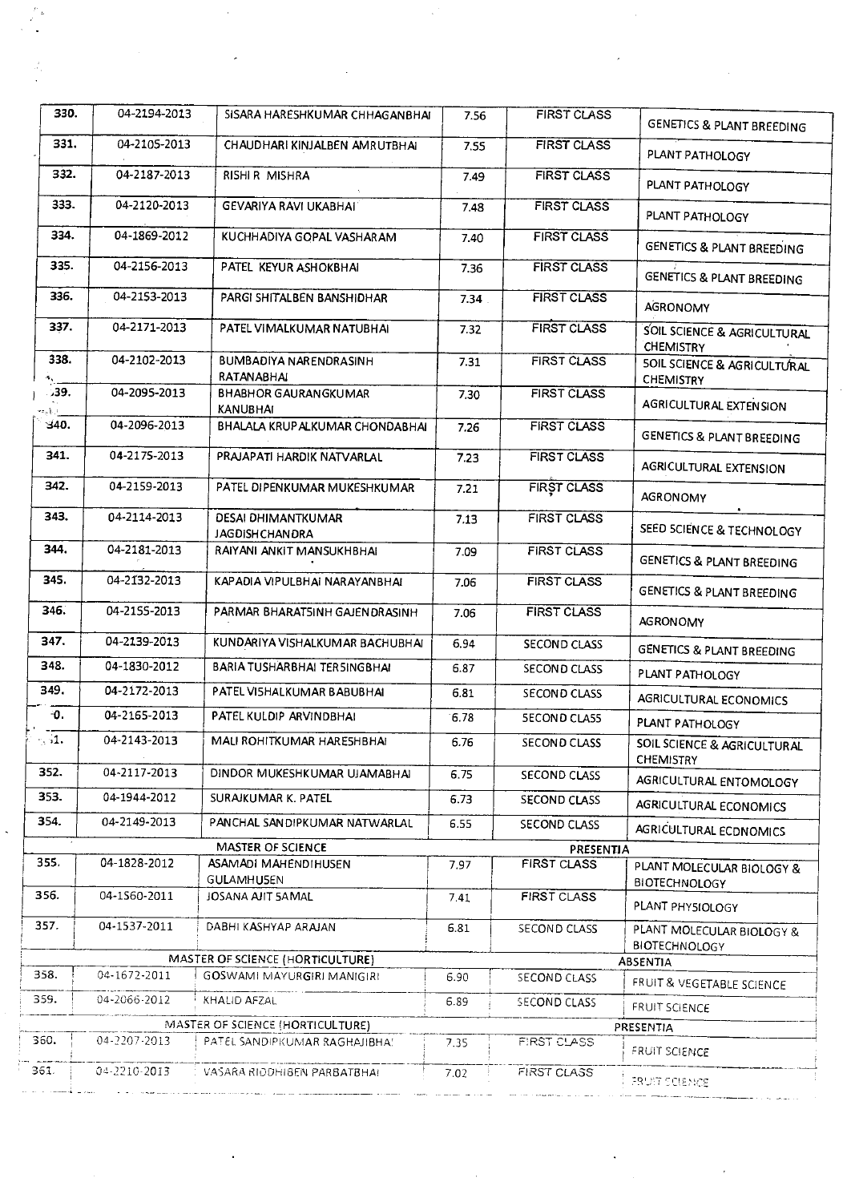| | | | | | |
|---|---|---|---|---|---|
| 330. | 04-2194-2013 | SISARA HARESHKUMAR CHHAGANBHAI | 7.56 | FIRST CLASS | GENETICS & PLANT BREEDING |
| 331. | 04-2105-2013 | CHAUDHARI KINJALBEN AMRUTBHAI | 7.55 | FIRST CLASS | PLANT PATHOLOGY |
| 332. | 04-2187-2013 | RISHI R MISHRA | 7.49 | FIRST CLASS | PLANT PATHOLOGY |
| 333. | 04-2120-2013 | GEVARIYA RAVI UKABHAI | 7.48 | FIRST CLASS | PLANT PATHOLOGY |
| 334. | 04-1869-2012 | KUCHHADIYA GOPAL VASHARAM | 7.40 | FIRST CLASS | GENETICS & PLANT BREEDING |
| 335. | 04-2156-2013 | PATEL KEYUR ASHOKBHAI | 7.36 | FIRST CLASS | GENETICS & PLANT BREEDING |
| 336. | 04-2153-2013 | PARGI SHITALBEN BANSHIDHAR | 7.34 | FIRST CLASS | AGRONOMY |
| 337. | 04-2171-2013 | PATEL VIMALKUMAR NATUBHAI | 7.32 | FIRST CLASS | SOIL SCIENCE & AGRICULTURAL CHEMISTRY |
| 338. | 04-2102-2013 | BUMBADIYA NARENDRASINH RATANABHAI | 7.31 | FIRST CLASS | SOIL SCIENCE & AGRICULTURAL CHEMISTRY |
| 339. | 04-2095-2013 | BHABHOR GAURANGKUMAR KANUBHAI | 7.30 | FIRST CLASS | AGRICULTURAL EXTENSION |
| 340. | 04-2096-2013 | BHALALA KRUPALKUMAR CHONDABHAI | 7.26 | FIRST CLASS | GENETICS & PLANT BREEDING |
| 341. | 04-2175-2013 | PRAJAPATI HARDIK NATVARLAL | 7.23 | FIRST CLASS | AGRICULTURAL EXTENSION |
| 342. | 04-2159-2013 | PATEL DIPENKUMAR MUKESHKUMAR | 7.21 | FIRST CLASS | AGRONOMY |
| 343. | 04-2114-2013 | DESAI DHIMANTKUMAR JAGDISHCHANDRA | 7.13 | FIRST CLASS | SEED SCIENCE & TECHNOLOGY |
| 344. | 04-2181-2013 | RAIYANI ANKIT MANSUKHBHAI | 7.09 | FIRST CLASS | GENETICS & PLANT BREEDING |
| 345. | 04-2132-2013 | KAPADIA VIPULBHAI NARAYANBHAI | 7.06 | FIRST CLASS | GENETICS & PLANT BREEDING |
| 346. | 04-2155-2013 | PARMAR BHARATSINH GAJENDRASINH | 7.06 | FIRST CLASS | AGRONOMY |
| 347. | 04-2139-2013 | KUNDARIYA VISHALKUMAR BACHUBHAI | 6.94 | SECOND CLASS | GENETICS & PLANT BREEDING |
| 348. | 04-1830-2012 | BARIA TUSHARBHAI TERSINGBHAI | 6.87 | SECOND CLASS | PLANT PATHOLOGY |
| 349. | 04-2172-2013 | PATEL VISHALKUMAR BABUBHAI | 6.81 | SECOND CLASS | AGRICULTURAL ECONOMICS |
| 350. | 04-2165-2013 | PATEL KULDIP ARVINDBHAI | 6.78 | SECOND CLASS | PLANT PATHOLOGY |
| 351. | 04-2143-2013 | MALI ROHITKUMAR HARESHBHAI | 6.76 | SECOND CLASS | SOIL SCIENCE & AGRICULTURAL CHEMISTRY |
| 352. | 04-2117-2013 | DINDOR MUKESHKUMAR UJAMABHAI | 6.75 | SECOND CLASS | AGRICULTURAL ENTOMOLOGY |
| 353. | 04-1944-2012 | SURAJKUMAR K. PATEL | 6.73 | SECOND CLASS | AGRICULTURAL ECONOMICS |
| 354. | 04-2149-2013 | PANCHAL SANDIPKUMAR NATWARLAL | 6.55 | SECOND CLASS | AGRICULTURAL ECONOMICS |
| | | MASTER OF SCIENCE | | PRESENTIA | |
| 355. | 04-1828-2012 | ASAMADI MAHENDIHUSEN GULAMHUSEN | 7.97 | FIRST CLASS | PLANT MOLECULAR BIOLOGY & BIOTECHNOLOGY |
| 356. | 04-1560-2011 | JOSANA AJIT SAMAL | 7.41 | FIRST CLASS | PLANT PHYSIOLOGY |
| 357. | 04-1537-2011 | DABHI KASHYAP ARAJAN | 6.81 | SECOND CLASS | PLANT MOLECULAR BIOLOGY & BIOTECHNOLOGY |
| | | MASTER OF SCIENCE (HORTICULTURE) | | ABSENTIA | |
| 358. | 04-1672-2011 | GOSWAMI MAYURGIRI MANIGIRI | 6.90 | SECOND CLASS | FRUIT & VEGETABLE SCIENCE |
| 359. | 04-2066-2012 | KHALID AFZAL | 6.89 | SECOND CLASS | FRUIT SCIENCE |
| | | MASTER OF SCIENCE (HORTICULTURE) | | PRESENTIA | |
| 360. | 04-2207-2013 | PATEL SANDIPKUMAR RAGHAJIBHAI | 7.35 | FIRST CLASS | FRUIT SCIENCE |
| 361. | 04-2210-2013 | VASARA RIDDHIBEN PARBATBHAI | 7.02 | FIRST CLASS | FRUIT SCIENCE |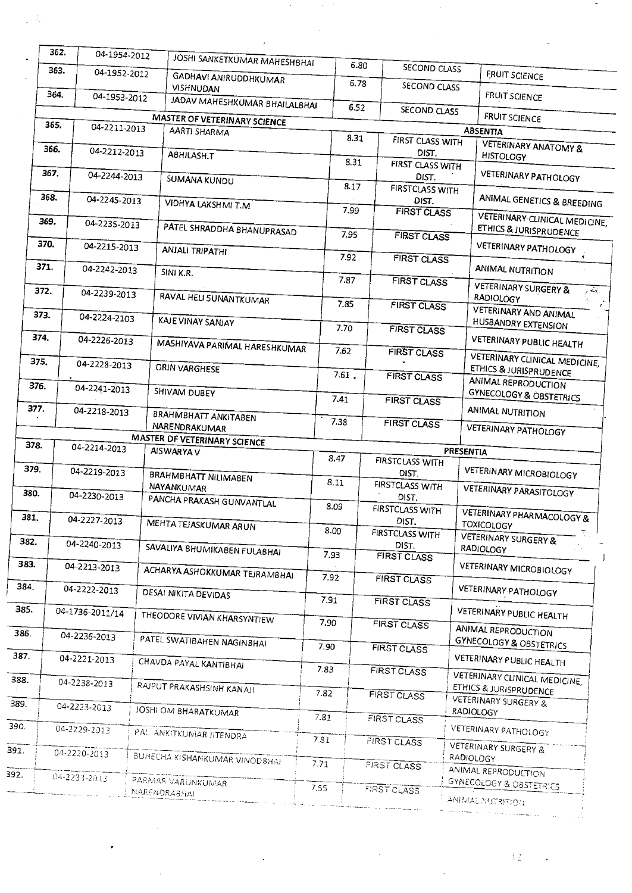| | | | | | |
|---|---|---|---|---|---|
| 362. | 04-1954-2012 | JOSHI SANKETKUMAR MAHESHBHAI | 6.80 | SECOND CLASS | FRUIT SCIENCE |
| 363. | 04-1952-2012 | GADHAVI ANIRUDDHKUMAR VISHNUDAN | 6.78 | SECOND CLASS | FRUIT SCIENCE |
| 364. | 04-1953-2012 | JADAV MAHESHKUMAR BHAILALBHAI | 6.52 | SECOND CLASS | FRUIT SCIENCE |
| | | **MASTER OF VETERINARY SCIENCE** | | | **ABSENTIA** |
| 365. | 04-2211-2013 | AARTI SHARMA | 8.31 | FIRST CLASS WITH DIST. | VETERINARY ANATOMY & HISTOLOGY |
| 366. | 04-2212-2013 | ABHILASH.T | 8.31 | FIRST CLASS WITH DIST. | VETERINARY PATHOLOGY |
| 367. | 04-2244-2013 | SUMANA KUNDU | 8.17 | FIRSTCLASS WITH DIST. | ANIMAL GENETICS & BREEDING |
| 368. | 04-2245-2013 | VIDHYA LAKSHMI T.M | 7.99 | FIRST CLASS | VETERINARY CLINICAL MEDICINE, ETHICS & JURISPRUDENCE |
| 369. | 04-2235-2013 | PATEL SHRADDHA BHANUPRASAD | 7.95 | FIRST CLASS | VETERINARY PATHOLOGY |
| 370. | 04-2215-2013 | ANJALI TRIPATHI | 7.92 | FIRST CLASS | ANIMAL NUTRITION |
| 371. | 04-2242-2013 | SINI K.R. | 7.87 | FIRST CLASS | VETERINARY SURGERY & RADIOLOGY |
| 372. | 04-2239-2013 | RAVAL HELI SUNANTKUMAR | 7.85 | FIRST CLASS | VETERINARY AND ANIMAL HUSBANDRY EXTENSION |
| 373. | 04-2224-2103 | KAJE VINAY SANJAY | 7.70 | FIRST CLASS | VETERINARY PUBLIC HEALTH |
| 374. | 04-2226-2013 | MASHIYAVA PARIMAL HARESHKUMAR | 7.62 | FIRST CLASS | VETERINARY CLINICAL MEDICINE, ETHICS & JURISPRUDENCE |
| 375. | 04-2228-2013 | ORIN VARGHESE | 7.61 | FIRST CLASS | ANIMAL REPRODUCTION GYNECOLOGY & OBSTETRICS |
| 376. | 04-2241-2013 | SHIVAM DUBEY | 7.41 | FIRST CLASS | ANIMAL NUTRITION |
| 377. | 04-2218-2013 | BRAHMBHATT ANKITABEN NARENDRAKUMAR | 7.38 | FIRST CLASS | VETERINARY PATHOLOGY |
| | | **MASTER OF VETERINARY SCIENCE** | | | **PRESENTIA** |
| 378. | 04-2214-2013 | AISWARYA V | 8.47 | FIRSTCLASS WITH DIST. | VETERINARY MICROBIOLOGY |
| 379. | 04-2219-2013 | BRAHMBHATT NILIMABEN NAYANKUMAR | 8.11 | FIRSTCLASS WITH DIST. | VETERINARY PARASITOLOGY |
| 380. | 04-2230-2013 | PANCHA PRAKASH GUNVANTLAL | 8.09 | FIRSTCLASS WITH DIST. | VETERINARY PHARMACOLOGY & TOXICOLOGY |
| 381. | 04-2227-2013 | MEHTA TEJASKUMAR ARUN | 8.00 | FIRSTCLASS WITH DIST. | VETERINARY SURGERY & RADIOLOGY |
| 382. | 04-2240-2013 | SAVALIYA BHUMIKABEN FULABHAI | 7.93 | FIRST CLASS | VETERINARY MICROBIOLOGY |
| 383. | 04-2213-2013 | ACHARYA ASHOKKUMAR TEJRAMBHAI | 7.92 | FIRST CLASS | VETERINARY PATHOLOGY |
| 384. | 04-2222-2013 | DESAI NIKITA DEVIDAS | 7.91 | FIRST CLASS | VETERINARY PUBLIC HEALTH |
| 385. | 04-1736-2011/14 | THEODORE VIVIAN KHARSYNTIEW | 7.90 | FIRST CLASS | ANIMAL REPRODUCTION GYNECOLOGY & OBSTETRICS |
| 386. | 04-2236-2013 | PATEL SWATIBAHEN NAGINBHAI | 7.90 | FIRST CLASS | VETERINARY PUBLIC HEALTH |
| 387. | 04-2221-2013 | CHAVDA PAYAL KANTIBHAI | 7.83 | FIRST CLASS | VETERINARY CLINICAL MEDICINE, ETHICS & JURISPRUDENCE |
| 388. | 04-2238-2013 | RAJPUT PRAKASHSINH KANAJI | 7.82 | FIRST CLASS | VETERINARY SURGERY & RADIOLOGY |
| 389. | 04-2223-2013 | JOSHI OM BHARATKUMAR | 7.81 | FIRST CLASS | VETERINARY PATHOLOGY |
| 390. | 04-2229-2013 | PAL ANKITKUMAR JITENDRA | 7.81 | FIRST CLASS | VETERINARY SURGERY & RADIOLOGY |
| 391. | 04-2220-2013 | BUHECHA KISHANKUMAR VINODBHAI | 7.71 | FIRST CLASS | ANIMAL REPRODUCTION GYNECOLOGY & OBSTETRICS |
| 392. | 04-2233-2013 | PARMAR VARUNKUMAR NARENDRABHAI | 7.55 | FIRST CLASS | ANIMAL NUTRITION |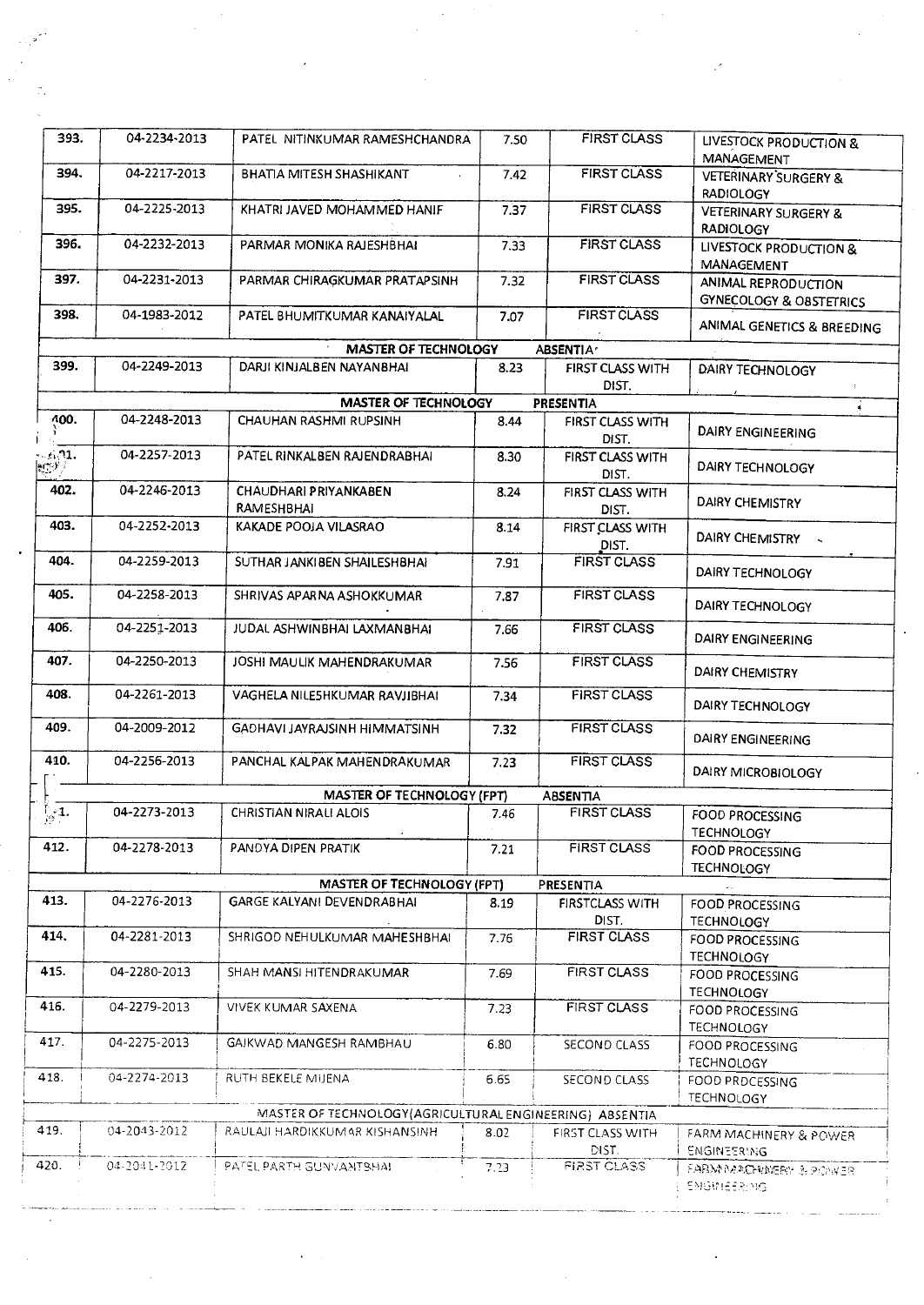| | | | | | |
|---|---|---|---|---|---|
| 393. | 04-2234-2013 | PATEL NITINKUMAR RAMESHCHANDRA | 7.50 | FIRST CLASS | LIVESTOCK PRODUCTION & MANAGEMENT |
| 394. | 04-2217-2013 | BHATIA MITESH SHASHIKANT | 7.42 | FIRST CLASS | VETERINARY SURGERY & RADIOLOGY |
| 395. | 04-2225-2013 | KHATRI JAVED MOHAMMED HANIF | 7.37 | FIRST CLASS | VETERINARY SURGERY & RADIOLOGY |
| 396. | 04-2232-2013 | PARMAR MONIKA RAJESHBHAI | 7.33 | FIRST CLASS | LIVESTOCK PRODUCTION & MANAGEMENT |
| 397. | 04-2231-2013 | PARMAR CHIRAGKUMAR PRATAPSINH | 7.32 | FIRST CLASS | ANIMAL REPRODUCTION GYNECOLOGY & OBSTETRICS |
| 398. | 04-1983-2012 | PATEL BHUMITKUMAR KANAIYALAL | 7.07 | FIRST CLASS | ANIMAL GENETICS & BREEDING |
| | | **MASTER OF TECHNOLOGY** | | **ABSENTIA** | |
| 399. | 04-2249-2013 | DARJI KINJALBEN NAYANBHAI | 8.23 | FIRST CLASS WITH DIST. | DAIRY TECHNOLOGY |
| | | **MASTER OF TECHNOLOGY** | | **PRESENTIA** | |
| 400. | 04-2248-2013 | CHAUHAN RASHMI RUPSINH | 8.44 | FIRST CLASS WITH DIST. | DAIRY ENGINEERING |
| 401. | 04-2257-2013 | PATEL RINKALBEN RAJENDRABHAI | 8.30 | FIRST CLASS WITH DIST. | DAIRY TECHNOLOGY |
| 402. | 04-2246-2013 | CHAUDHARI PRIYANKABEN RAMESHBHAI | 8.24 | FIRST CLASS WITH DIST. | DAIRY CHEMISTRY |
| 403. | 04-2252-2013 | KAKADE POOJA VILASRAO | 8.14 | FIRST CLASS WITH DIST. | DAIRY CHEMISTRY |
| 404. | 04-2259-2013 | SUTHAR JANKIBEN SHAILESHBHAI | 7.91 | FIRST CLASS | DAIRY TECHNOLOGY |
| 405. | 04-2258-2013 | SHRIVAS APARNA ASHOKKUMAR | 7.87 | FIRST CLASS | DAIRY TECHNOLOGY |
| 406. | 04-2251-2013 | JUDAL ASHWINBHAI LAXMANBHAI | 7.66 | FIRST CLASS | DAIRY ENGINEERING |
| 407. | 04-2250-2013 | JOSHI MAULIK MAHENDRAKUMAR | 7.56 | FIRST CLASS | DAIRY CHEMISTRY |
| 408. | 04-2261-2013 | VAGHELA NILESHKUMAR RAVJIBHAI | 7.34 | FIRST CLASS | DAIRY TECHNOLOGY |
| 409. | 04-2009-2012 | GADHAVI JAYRAJSINH HIMMATSINH | 7.32 | FIRST CLASS | DAIRY ENGINEERING |
| 410. | 04-2256-2013 | PANCHAL KALPAK MAHENDRAKUMAR | 7.23 | FIRST CLASS | DAIRY MICROBIOLOGY |
| | | **MASTER OF TECHNOLOGY (FPT)** | | **ABSENTIA** | |
| 411. | 04-2273-2013 | CHRISTIAN NIRALI ALOIS | 7.46 | FIRST CLASS | FOOD PROCESSING TECHNOLOGY |
| 412. | 04-2278-2013 | PANDYA DIPEN PRATIK | 7.21 | FIRST CLASS | FOOD PROCESSING TECHNOLOGY |
| | | **MASTER OF TECHNOLOGY (FPT)** | | **PRESENTIA** | |
| 413. | 04-2276-2013 | GARGE KALYANI DEVENDRABHAI | 8.19 | FIRSTCLASS WITH DIST. | FOOD PROCESSING TECHNOLOGY |
| 414. | 04-2281-2013 | SHRIGOD NEHULKUMAR MAHESHBHAI | 7.76 | FIRST CLASS | FOOD PROCESSING TECHNOLOGY |
| 415. | 04-2280-2013 | SHAH MANSI HITENDRAKUMAR | 7.69 | FIRST CLASS | FOOD PROCESSING TECHNOLOGY |
| 416. | 04-2279-2013 | VIVEK KUMAR SAXENA | 7.23 | FIRST CLASS | FOOD PROCESSING TECHNOLOGY |
| 417. | 04-2275-2013 | GAIKWAD MANGESH RAMBHAU | 6.80 | SECOND CLASS | FOOD PROCESSING TECHNOLOGY |
| 418. | 04-2274-2013 | RUTH BEKELE MIJENA | 6.65 | SECOND CLASS | FOOD PROCESSING TECHNOLOGY |
| | | MASTER OF TECHNOLOGY(AGRICULTURAL ENGINEERING) | | ABSENTIA | |
| 419. | 04-2043-2012 | RAULAJI HARDIKKUMAR KISHANSINH | 8.02 | FIRST CLASS WITH DIST. | FARM MACHINERY & POWER ENGINEERING |
| 420. | 04-2041-2012 | PATEL PARTH GUNVANTBHAI | 7.23 | FIRST CLASS | FARM MACHINERY & POWER ENGINEERING |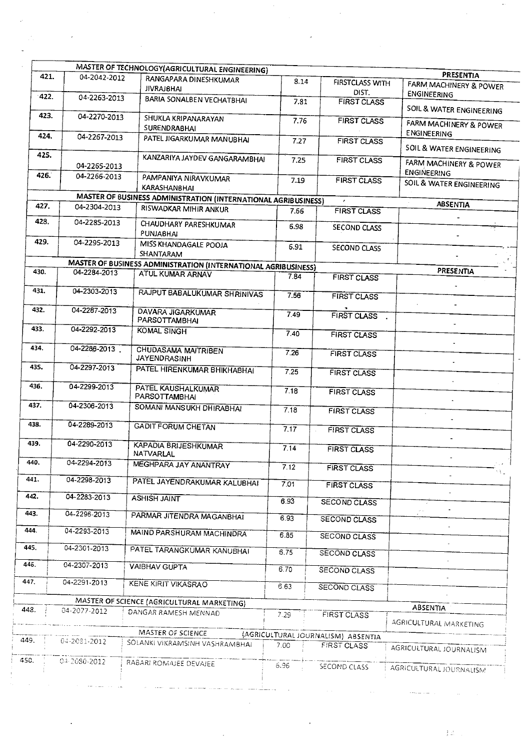| | | MASTER OF TECHNOLOGY(AGRICULTURAL ENGINEERING) | | | PRESENTIA |
|---|---|---|---|---|---|
| 421. | 04-2042-2012 | RANGAPARA DINESHKUMAR JIVRAJBHAI | 8.14 | FIRSTCLASS WITH DIST. | FARM MACHINERY & POWER ENGINEERING |
| 422. | 04-2263-2013 | BARIA SONALBEN VECHATBHAI | 7.81 | FIRST CLASS | SOIL & WATER ENGINEERING |
| 423. | 04-2270-2013 | SHUKLA KRIPANARAYAN SURENDRABHAI | 7.76 | FIRST CLASS | FARM MACHINERY & POWER ENGINEERING |
| 424. | 04-2267-2013 | PATEL JIGARKUMAR MANUBHAI | 7.27 | FIRST CLASS | SOIL & WATER ENGINEERING |
| 425. | 04-2265-2013 | KANZARIYA JAYDEV GANGARAMBHAI | 7.25 | FIRST CLASS | FARM MACHINERY & POWER ENGINEERING |
| 426. | 04-2266-2013 | PAMPANIYA NIRAVKUMAR KARASHANBHAI | 7.19 | FIRST CLASS | SOIL & WATER ENGINEERING |
| | | MASTER OF BUSINESS ADMINISTRATION (INTERNATIONAL AGRIBUSINESS) | | | ABSENTIA |
| 427. | 04-2304-2013 | RISWADKAR MIHIR ANKUR | 7.66 | FIRST CLASS | - |
| 428. | 04-2285-2013 | CHAUDHARY PARESHKUMAR PUNJABHAI | 6.98 | SECOND CLASS | - |
| 429. | 04-2295-2013 | MISS KHANDAGALE POOJA SHANTARAM | 6.91 | SECOND CLASS | - |
| | | MASTER OF BUSINESS ADMINISTRATION (INTERNATIONAL AGRIBUSINESS) | | | PRESENTIA |
| 430. | 04-2284-2013 | ATUL KUMAR ARNAV | 7.84 | FIRST CLASS | - |
| 431. | 04-2303-2013 | RAJPUT BABALUKUMAR SHRINIVAS | 7.56 | FIRST CLASS | - |
| 432. | 04-2287-2013 | DAVARA JIGARKUMAR PARSOTTAMBHAI | 7.49 | FIRST CLASS | - |
| 433. | 04-2292-2013 | KOMAL SINGH | 7.40 | FIRST CLASS | - |
| 434. | 04-2286-2013 | CHUDASAMA MAITRIBEN JAYENDRASINH | 7.26 | FIRST CLASS | - |
| 435. | 04-2297-2013 | PATEL HIRENKUMAR BHIKHABHAI | 7.25 | FIRST CLASS | - |
| 436. | 04-2299-2013 | PATEL KAUSHALKUMAR PARSOTTAMBHAI | 7.18 | FIRST CLASS | - |
| 437. | 04-2306-2013 | SOMANI MANSUKH DHIRABHAI | 7.18 | FIRST CLASS | - |
| 438. | 04-2289-2013 | GADIT FORUM CHETAN | 7.17 | FIRST CLASS | - |
| 439. | 04-2290-2013 | KAPADIA BRIJESHKUMAR NATVARLAL | 7.14 | FIRST CLASS | - |
| 440. | 04-2294-2013 | MEGHPARA JAY ANANTRAY | 7.12 | FIRST CLASS | - |
| 441. | 04-2298-2013 | PATEL JAYENDRAKUMAR KALUBHAI | 7.01 | FIRST CLASS | - |
| 442. | 04-2283-2013 | ASHISH JAINT | 6.93 | SECOND CLASS | - |
| 443. | 04-2296-2013 | PARMAR JITENDRA MAGANBHAI | 6.93 | SECOND CLASS | - |
| 444. | 04-2293-2013 | MAIND PARSHURAM MACHINDRA | 6.85 | SECOND CLASS | - |
| 445. | 04-2301-2013 | PATEL TARANGKUMAR KANUBHAI | 6.75 | SECOND CLASS | - |
| 446. | 04-2307-2013 | VAIBHAV GUPTA | 6.70 | SECOND CLASS | - |
| 447. | 04-2291-2013 | KENE KIRIT VIKASRAO | 6.63 | SECOND CLASS | - |
| | | MASTER OF SCIENCE (AGRICULTURAL MARKETING) | | | ABSENTIA |
| 448. | 04-2077-2012 | DANGAR RAMESH MENNAD | 7.29 | FIRST CLASS | AGRICULTURAL MARKETING |
| | | MASTER OF SCIENCE (AGRICULTURAL JOURNALISM) ABSENTIA | | | |
| 449. | 04-2081-2012 | SOLANKI VIKRAMSINH VASHRAMBHAI | 7.00 | FIRST CLASS | AGRICULTURAL JOURNALISM |
| 450. | 04-2080-2012 | RABARI ROMAJEE DEVAJEE | 6.96 | SECOND CLASS | AGRICULTURAL JOURNALISM |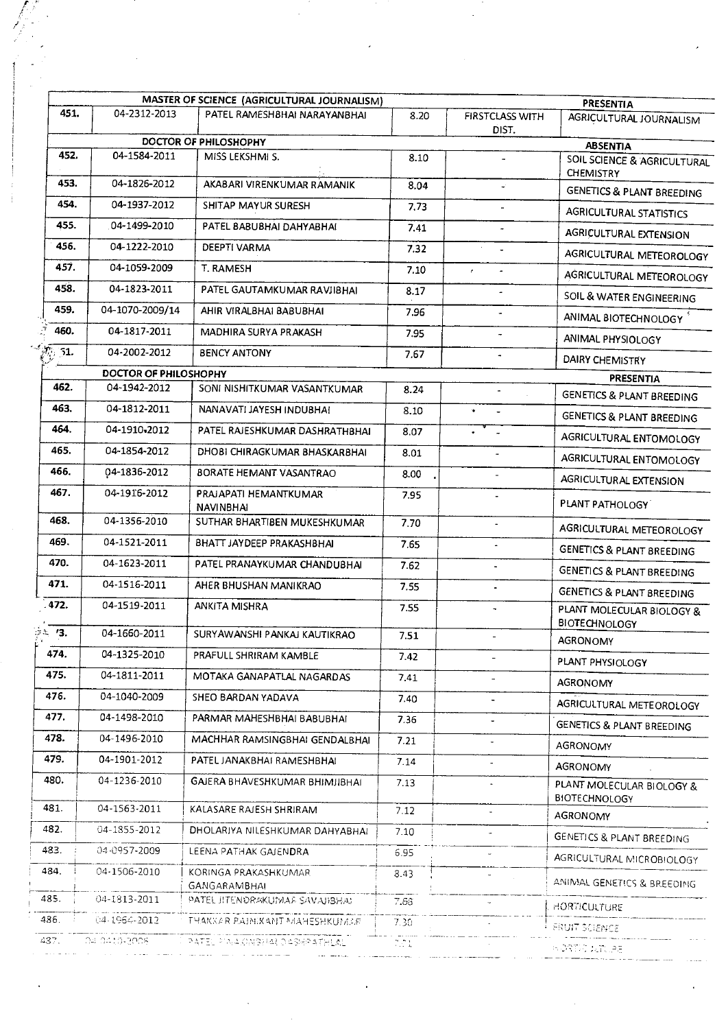| | | MASTER OF SCIENCE (AGRICULTURAL JOURNALISM) | | | PRESENTIA |
|---|---|---|---|---|---|
| 451. | 04-2312-2013 | PATEL RAMESHBHAI NARAYANBHAI | 8.20 | FIRSTCLASS WITH DIST. | AGRICULTURAL JOURNALISM |
| | | DOCTOR OF PHILOSHOPHY | | | ABSENTIA |
| 452. | 04-1584-2011 | MISS LEKSHMI S. | 8.10 | - | SOIL SCIENCE & AGRICULTURAL CHEMISTRY |
| 453. | 04-1826-2012 | AKABARI VIRENKUMAR RAMANIK | 8.04 | - | GENETICS & PLANT BREEDING |
| 454. | 04-1937-2012 | SHITAP MAYUR SURESH | 7.73 | - | AGRICULTURAL STATISTICS |
| 455. | 04-1499-2010 | PATEL BABUBHAI DAHYABHAI | 7.41 | - | AGRICULTURAL EXTENSION |
| 456. | 04-1222-2010 | DEEPTI VARMA | 7.32 | - | AGRICULTURAL METEOROLOGY |
| 457. | 04-1059-2009 | T. RAMESH | 7.10 | - | AGRICULTURAL METEOROLOGY |
| 458. | 04-1823-2011 | PATEL GAUTAMKUMAR RAVJIBHAI | 8.17 | - | SOIL & WATER ENGINEERING |
| 459. | 04-1070-2009/14 | AHIR VIRALBHAI BABUBHAI | 7.96 | - | ANIMAL BIOTECHNOLOGY |
| 460. | 04-1817-2011 | MADHIRA SURYA PRAKASH | 7.95 | - | ANIMAL PHYSIOLOGY |
| 461. | 04-2002-2012 | BENCY ANTONY | 7.67 | - | DAIRY CHEMISTRY |
| | DOCTOR OF PHILOSHOPHY | | | | PRESENTIA |
| 462. | 04-1942-2012 | SONI NISHITKUMAR VASANTKUMAR | 8.24 | - | GENETICS & PLANT BREEDING |
| 463. | 04-1812-2011 | NANAVATI JAYESH INDUBHAI | 8.10 | - | GENETICS & PLANT BREEDING |
| 464. | 04-1910-2012 | PATEL RAJESHKUMAR DASHRATHBHAI | 8.07 | - | AGRICULTURAL ENTOMOLOGY |
| 465. | 04-1854-2012 | DHOBI CHIRAGKUMAR BHASKARBHAI | 8.01 | - | AGRICULTURAL ENTOMOLOGY |
| 466. | 04-1836-2012 | BORATE HEMANT VASANTRAO | 8.00 | - | AGRICULTURAL EXTENSION |
| 467. | 04-1916-2012 | PRAJAPATI HEMANTKUMAR NAVINBHAI | 7.95 | - | PLANT PATHOLOGY |
| 468. | 04-1356-2010 | SUTHAR BHARTIBEN MUKESHKUMAR | 7.70 | - | AGRICULTURAL METEOROLOGY |
| 469. | 04-1521-2011 | BHATT JAYDEEP PRAKASHBHAI | 7.65 | - | GENETICS & PLANT BREEDING |
| 470. | 04-1623-2011 | PATEL PRANAYKUMAR CHANDUBHAI | 7.62 | - | GENETICS & PLANT BREEDING |
| 471. | 04-1516-2011 | AHER BHUSHAN MANIKRAO | 7.55 | - | GENETICS & PLANT BREEDING |
| 472. | 04-1519-2011 | ANKITA MISHRA | 7.55 | - | PLANT MOLECULAR BIOLOGY & BIOTECHNOLOGY |
| 473. | 04-1660-2011 | SURYAWANSHI PANKAJ KAUTIKRAO | 7.51 | - | AGRONOMY |
| 474. | 04-1325-2010 | PRAFULL SHRIRAM KAMBLE | 7.42 | - | PLANT PHYSIOLOGY |
| 475. | 04-1811-2011 | MOTAKA GANAPATLAL NAGARDAS | 7.41 | - | AGRONOMY |
| 476. | 04-1040-2009 | SHEO BARDAN YADAVA | 7.40 | - | AGRICULTURAL METEOROLOGY |
| 477. | 04-1498-2010 | PARMAR MAHESHBHAI BABUBHAI | 7.36 | - | GENETICS & PLANT BREEDING |
| 478. | 04-1496-2010 | MACHHAR RAMSINGBHAI GENDALBHAI | 7.21 | - | AGRONOMY |
| 479. | 04-1901-2012 | PATEL JANAKBHAI RAMESHBHAI | 7.14 | - | AGRONOMY |
| 480. | 04-1236-2010 | GAJERA BHAVESHKUMAR BHIMJIBHAI | 7.13 | - | PLANT MOLECULAR BIOLOGY & BIOTECHNOLOGY |
| 481. | 04-1563-2011 | KALASARE RAJESH SHRIRAM | 7.12 | - | AGRONOMY |
| 482. | 04-1855-2012 | DHOLARIYA NILESHKUMAR DAHYABHAI | 7.10 | - | GENETICS & PLANT BREEDING |
| 483. | 04-0957-2009 | LEENA PATHAK GAJENDRA | 6.95 | - | AGRICULTURAL MICROBIOLOGY |
| 484. | 04-1506-2010 | KORINGA PRAKASHKUMAR GANGARAMBHAI | 8.43 | - | ANIMAL GENETICS & BREEDING |
| 485. | 04-1813-2011 | PATEL JITENDRAKUMAR SAVAJIBHAI | 7.68 | - | HORTICULTURE |
| 486. | 04-1964-2012 | THAKKAR RAJNIKANT MAHESHKUMAR | 7.30 | - | FRUIT SCIENCE |
| 487. | 04-0410-2008 | PATEL ... DASHRATHLAL | 7.21 | | HORTICULTURE |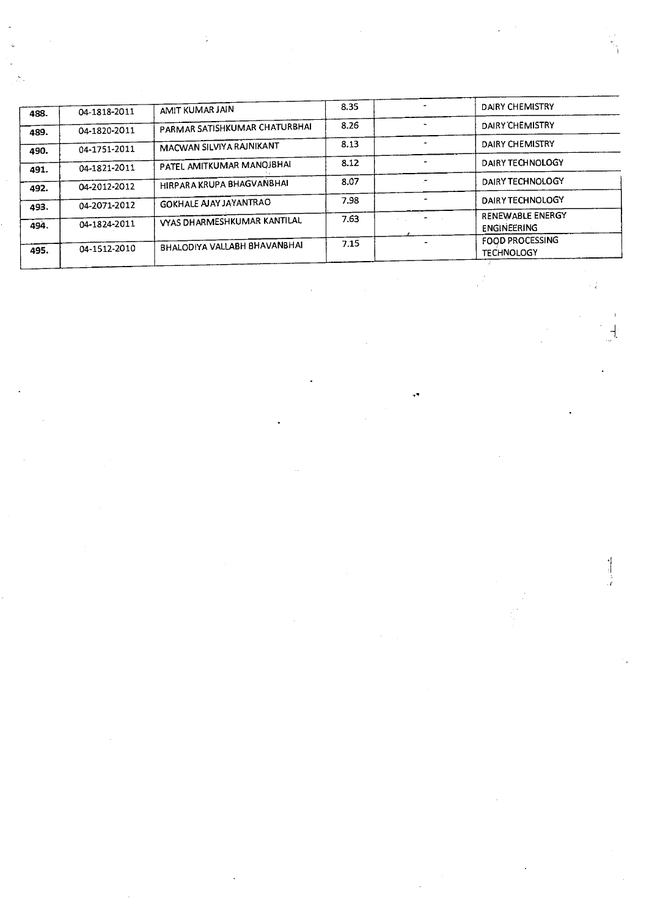| | | | | | |
|---|---|---|---|---|---|
| 488. | 04-1818-2011 | AMIT KUMAR JAIN | 8.35 | - | DAIRY CHEMISTRY |
| 489. | 04-1820-2011 | PARMAR SATISHKUMAR CHATURBHAI | 8.26 | - | DAIRY CHEMISTRY |
| 490. | 04-1751-2011 | MACWAN SILVIYA RAJNIKANT | 8.13 | - | DAIRY CHEMISTRY |
| 491. | 04-1821-2011 | PATEL AMITKUMAR MANOJBHAI | 8.12 | - | DAIRY TECHNOLOGY |
| 492. | 04-2012-2012 | HIRPARA KRUPA BHAGVANBHAI | 8.07 | - | DAIRY TECHNOLOGY |
| 493. | 04-2071-2012 | GOKHALE AJAY JAYANTRAO | 7.98 | - | DAIRY TECHNOLOGY |
| 494. | 04-1824-2011 | VYAS DHARMESHKUMAR KANTILAL | 7.63 | - | RENEWABLE ENERGY ENGINEERING |
| 495. | 04-1512-2010 | BHALODIYA VALLABH BHAVANBHAI | 7.15 | - | FOOD PROCESSING TECHNOLOGY |